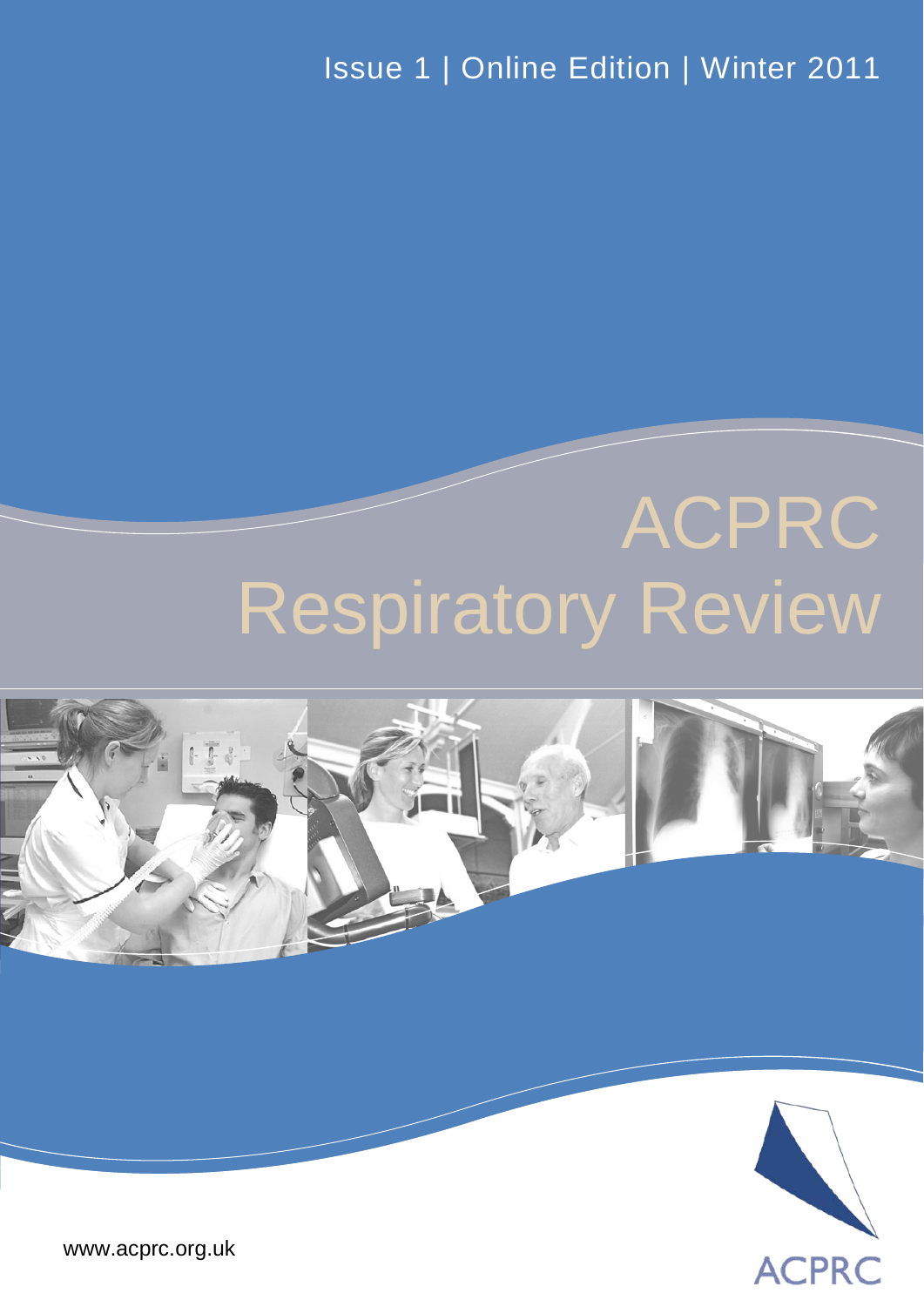Issue 1 | Online Edition | Winter 2011

# ACPRC Respiratory Review

ACPRC

www.acprc.org.uk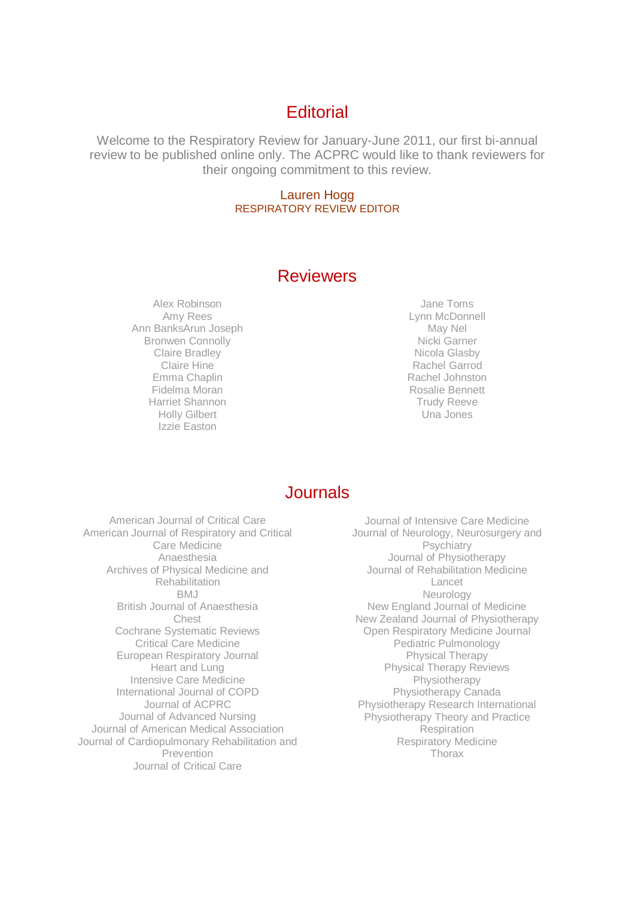# Editorial

Welcome to the Respiratory Review for January-June 2011, our first bi-annual review to be published online only. The ACPRC would like to thank reviewers for their ongoing commitment to this review.

Lauren Hogg
RESPIRATORY REVIEW EDITOR

# Reviewers

Alex Robinson
Amy Rees
Ann BanksArun Joseph
Bronwen Connolly
Claire Bradley
Claire Hine
Emma Chaplin
Fidelma Moran
Harriet Shannon
Holly Gilbert
Izzie Easton
Jane Toms
Lynn McDonnell
May Nel
Nicki Garner
Nicola Glasby
Rachel Garrod
Rachel Johnston
Rosalie Bennett
Trudy Reeve
Una Jones

# Journals

American Journal of Critical Care
American Journal of Respiratory and Critical Care Medicine
Anaesthesia
Archives of Physical Medicine and Rehabilitation
BMJ
British Journal of Anaesthesia
Chest
Cochrane Systematic Reviews
Critical Care Medicine
European Respiratory Journal
Heart and Lung
Intensive Care Medicine
International Journal of COPD
Journal of ACPRC
Journal of Advanced Nursing
Journal of American Medical Association
Journal of Cardiopulmonary Rehabilitation and Prevention
Journal of Critical Care
Journal of Intensive Care Medicine
Journal of Neurology, Neurosurgery and Psychiatry
Journal of Physiotherapy
Journal of Rehabilitation Medicine
Lancet
Neurology
New England Journal of Medicine
New Zealand Journal of Physiotherapy
Open Respiratory Medicine Journal
Pediatric Pulmonology
Physical Therapy
Physical Therapy Reviews
Physiotherapy
Physiotherapy Canada
Physiotherapy Research International
Physiotherapy Theory and Practice
Respiration
Respiratory Medicine
Thorax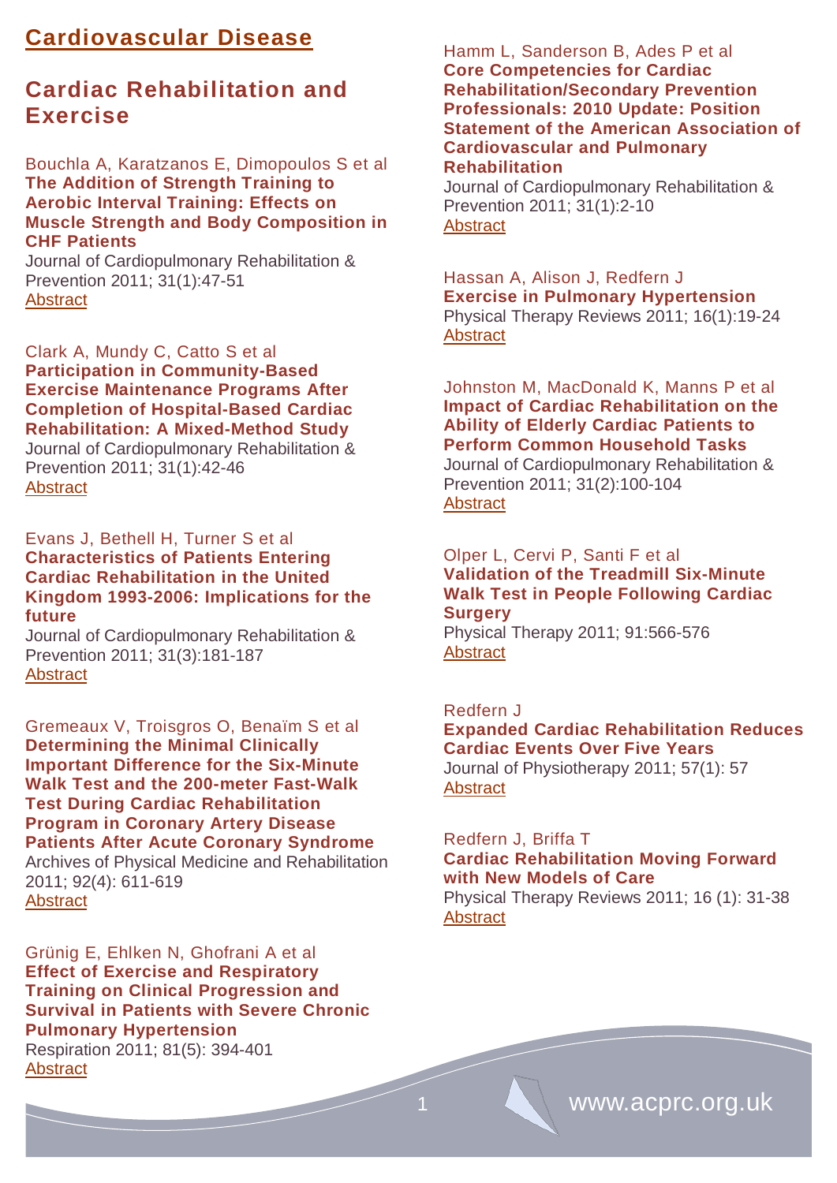# Cardiovascular Disease

## Cardiac Rehabilitation and Exercise

Bouchla A, Karatzanos E, Dimopoulos S et al
**The Addition of Strength Training to Aerobic Interval Training: Effects on Muscle Strength and Body Composition in CHF Patients**
Journal of Cardiopulmonary Rehabilitation & Prevention 2011; 31(1):47-51
Abstract

Clark A, Mundy C, Catto S et al
**Participation in Community-Based Exercise Maintenance Programs After Completion of Hospital-Based Cardiac Rehabilitation: A Mixed-Method Study**
Journal of Cardiopulmonary Rehabilitation & Prevention 2011; 31(1):42-46
Abstract

Evans J, Bethell H, Turner S et al
**Characteristics of Patients Entering Cardiac Rehabilitation in the United Kingdom 1993-2006: Implications for the future**
Journal of Cardiopulmonary Rehabilitation & Prevention 2011; 31(3):181-187
Abstract

Gremeaux V, Troisgros O, Benaïm S et al
**Determining the Minimal Clinically Important Difference for the Six-Minute Walk Test and the 200-meter Fast-Walk Test During Cardiac Rehabilitation Program in Coronary Artery Disease Patients After Acute Coronary Syndrome**
Archives of Physical Medicine and Rehabilitation 2011; 92(4): 611-619
Abstract

Grünig E, Ehlken N, Ghofrani A et al
**Effect of Exercise and Respiratory Training on Clinical Progression and Survival in Patients with Severe Chronic Pulmonary Hypertension**
Respiration 2011; 81(5): 394-401
Abstract

Hamm L, Sanderson B, Ades P et al
**Core Competencies for Cardiac Rehabilitation/Secondary Prevention Professionals: 2010 Update: Position Statement of the American Association of Cardiovascular and Pulmonary Rehabilitation**
Journal of Cardiopulmonary Rehabilitation & Prevention 2011; 31(1):2-10
Abstract

Hassan A, Alison J, Redfern J
**Exercise in Pulmonary Hypertension**
Physical Therapy Reviews 2011; 16(1):19-24
Abstract

Johnston M, MacDonald K, Manns P et al
**Impact of Cardiac Rehabilitation on the Ability of Elderly Cardiac Patients to Perform Common Household Tasks**
Journal of Cardiopulmonary Rehabilitation & Prevention 2011; 31(2):100-104
Abstract

Olper L, Cervi P, Santi F et al
**Validation of the Treadmill Six-Minute Walk Test in People Following Cardiac Surgery**
Physical Therapy 2011; 91:566-576
Abstract

Redfern J
**Expanded Cardiac Rehabilitation Reduces Cardiac Events Over Five Years**
Journal of Physiotherapy 2011; 57(1): 57
Abstract

Redfern J, Briffa T
**Cardiac Rehabilitation Moving Forward with New Models of Care**
Physical Therapy Reviews 2011; 16 (1): 31-38
Abstract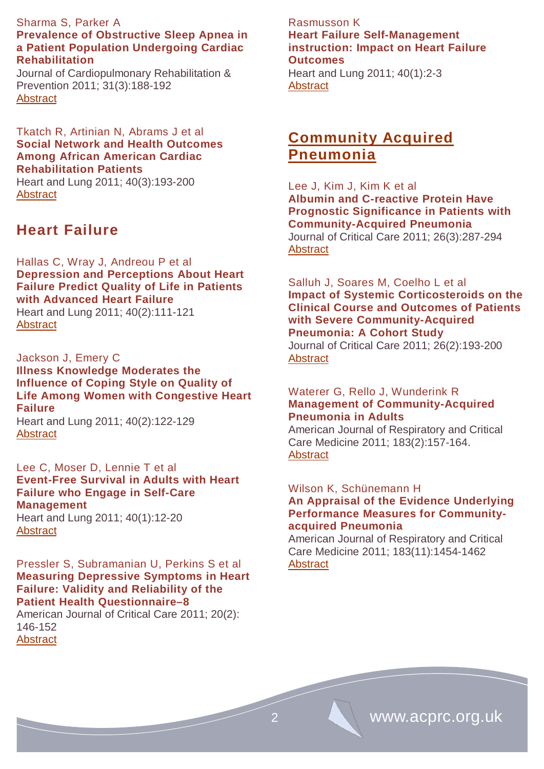Sharma S, Parker A
**Prevalence of Obstructive Sleep Apnea in a Patient Population Undergoing Cardiac Rehabilitation**
Journal of Cardiopulmonary Rehabilitation & Prevention 2011; 31(3):188-192
Abstract

Tkatch R, Artinian N, Abrams J et al
**Social Network and Health Outcomes Among African American Cardiac Rehabilitation Patients**
Heart and Lung 2011; 40(3):193-200
Abstract

## Heart Failure

Hallas C, Wray J, Andreou P et al
**Depression and Perceptions About Heart Failure Predict Quality of Life in Patients with Advanced Heart Failure**
Heart and Lung 2011; 40(2):111-121
Abstract

Jackson J, Emery C
**Illness Knowledge Moderates the Influence of Coping Style on Quality of Life Among Women with Congestive Heart Failure**
Heart and Lung 2011; 40(2):122-129
Abstract

Lee C, Moser D, Lennie T et al
**Event-Free Survival in Adults with Heart Failure who Engage in Self-Care Management**
Heart and Lung 2011; 40(1):12-20
Abstract

Pressler S, Subramanian U, Perkins S et al
**Measuring Depressive Symptoms in Heart Failure: Validity and Reliability of the Patient Health Questionnaire–8**
American Journal of Critical Care 2011; 20(2): 146-152
Abstract

Rasmusson K
**Heart Failure Self-Management instruction: Impact on Heart Failure Outcomes**
Heart and Lung 2011; 40(1):2-3
Abstract

## Community Acquired Pneumonia

Lee J, Kim J, Kim K et al
**Albumin and C-reactive Protein Have Prognostic Significance in Patients with Community-Acquired Pneumonia**
Journal of Critical Care 2011; 26(3):287-294
Abstract

Salluh J, Soares M, Coelho L et al
**Impact of Systemic Corticosteroids on the Clinical Course and Outcomes of Patients with Severe Community-Acquired Pneumonia: A Cohort Study**
Journal of Critical Care 2011; 26(2):193-200
Abstract

Waterer G, Rello J, Wunderink R
**Management of Community-Acquired Pneumonia in Adults**
American Journal of Respiratory and Critical Care Medicine 2011; 183(2):157-164.
Abstract

Wilson K, Schünemann H
**An Appraisal of the Evidence Underlying Performance Measures for Community-acquired Pneumonia**
American Journal of Respiratory and Critical Care Medicine 2011; 183(11):1454-1462
Abstract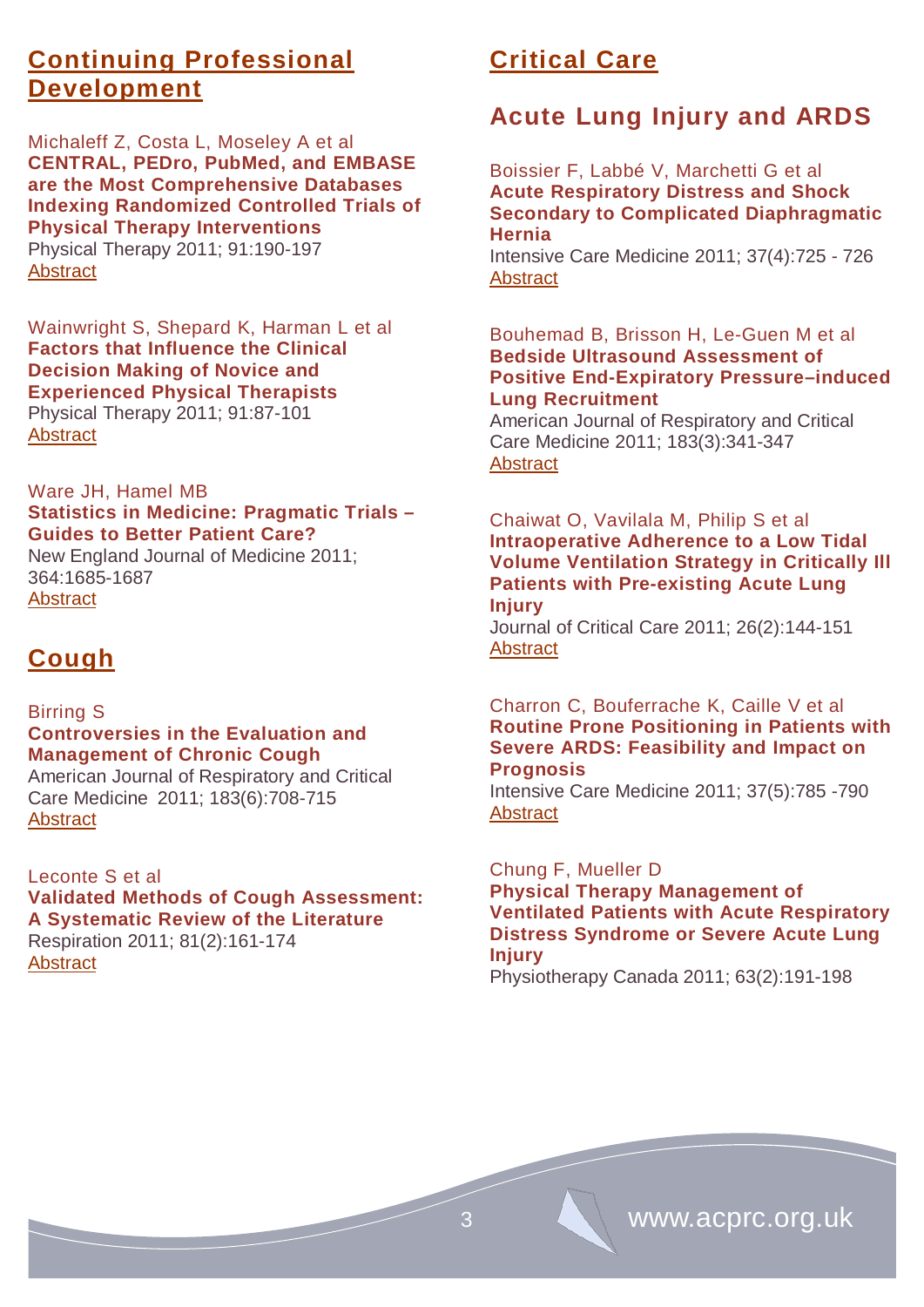## Continuing Professional Development

Michaleff Z, Costa L, Moseley A et al
**CENTRAL, PEDro, PubMed, and EMBASE are the Most Comprehensive Databases Indexing Randomized Controlled Trials of Physical Therapy Interventions**
Physical Therapy 2011; 91:190-197
Abstract

Wainwright S, Shepard K, Harman L et al
**Factors that Influence the Clinical Decision Making of Novice and Experienced Physical Therapists**
Physical Therapy 2011; 91:87-101
Abstract

Ware JH, Hamel MB
**Statistics in Medicine: Pragmatic Trials – Guides to Better Patient Care?**
New England Journal of Medicine 2011; 364:1685-1687
Abstract

## Cough

Birring S
**Controversies in the Evaluation and Management of Chronic Cough**
American Journal of Respiratory and Critical Care Medicine 2011; 183(6):708-715
Abstract

Leconte S et al
**Validated Methods of Cough Assessment: A Systematic Review of the Literature**
Respiration 2011; 81(2):161-174
Abstract

## Critical Care

### Acute Lung Injury and ARDS

Boissier F, Labbé V, Marchetti G et al
**Acute Respiratory Distress and Shock Secondary to Complicated Diaphragmatic Hernia**
Intensive Care Medicine 2011; 37(4):725 - 726
Abstract

Bouhemad B, Brisson H, Le-Guen M et al
**Bedside Ultrasound Assessment of Positive End-Expiratory Pressure–induced Lung Recruitment**
American Journal of Respiratory and Critical Care Medicine 2011; 183(3):341-347
Abstract

Chaiwat O, Vavilala M, Philip S et al
**Intraoperative Adherence to a Low Tidal Volume Ventilation Strategy in Critically Ill Patients with Pre-existing Acute Lung Injury**
Journal of Critical Care 2011; 26(2):144-151
Abstract

Charron C, Bouferrache K, Caille V et al
**Routine Prone Positioning in Patients with Severe ARDS: Feasibility and Impact on Prognosis**
Intensive Care Medicine 2011; 37(5):785 -790
Abstract

Chung F, Mueller D
**Physical Therapy Management of Ventilated Patients with Acute Respiratory Distress Syndrome or Severe Acute Lung Injury**
Physiotherapy Canada 2011; 63(2):191-198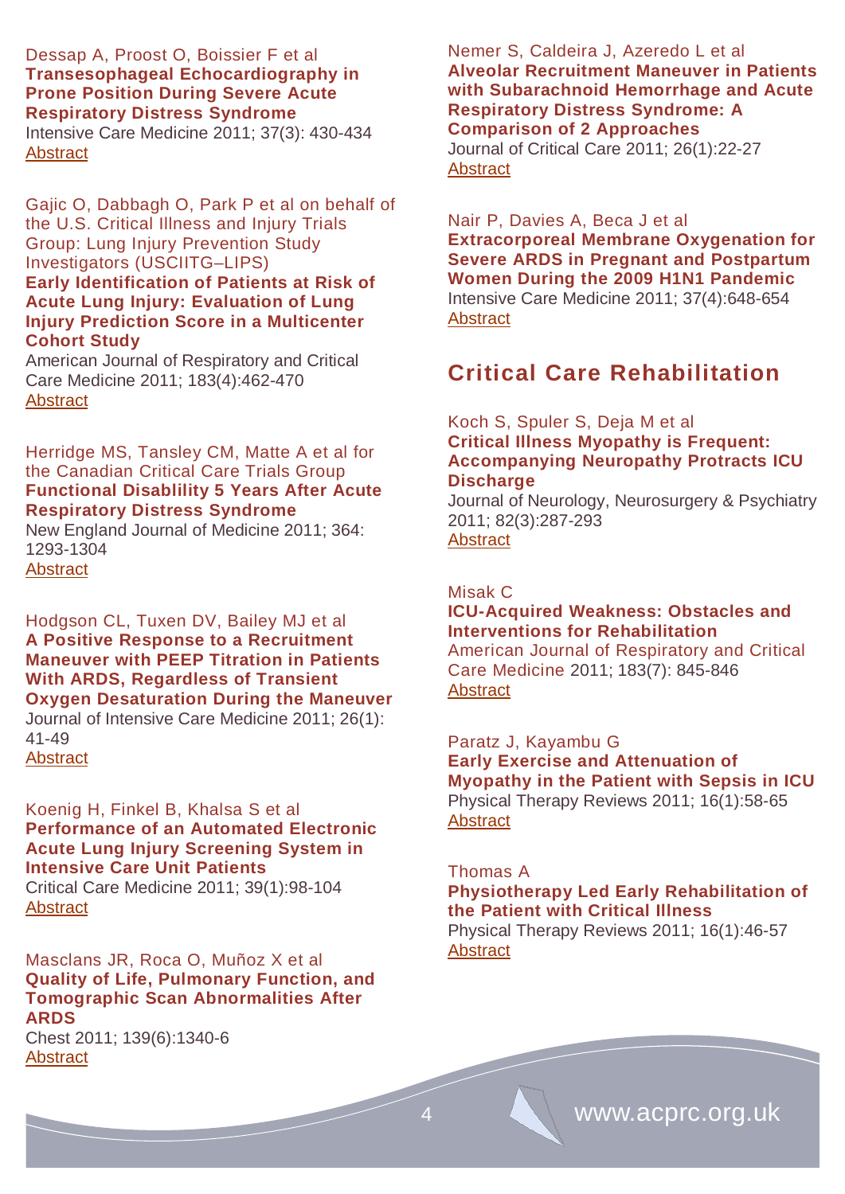Dessap A, Proost O, Boissier F et al
**Transesophageal Echocardiography in Prone Position During Severe Acute Respiratory Distress Syndrome**
Intensive Care Medicine 2011; 37(3): 430-434
Abstract

Gajic O, Dabbagh O, Park P et al on behalf of the U.S. Critical Illness and Injury Trials Group: Lung Injury Prevention Study Investigators (USCIITG–LIPS)
**Early Identification of Patients at Risk of Acute Lung Injury: Evaluation of Lung Injury Prediction Score in a Multicenter Cohort Study**
American Journal of Respiratory and Critical Care Medicine 2011; 183(4):462-470
Abstract

Herridge MS, Tansley CM, Matte A et al for the Canadian Critical Care Trials Group
**Functional Disablility 5 Years After Acute Respiratory Distress Syndrome**
New England Journal of Medicine 2011; 364: 1293-1304
Abstract

Hodgson CL, Tuxen DV, Bailey MJ et al
**A Positive Response to a Recruitment Maneuver with PEEP Titration in Patients With ARDS, Regardless of Transient Oxygen Desaturation During the Maneuver**
Journal of Intensive Care Medicine 2011; 26(1): 41-49
Abstract

Koenig H, Finkel B, Khalsa S et al
**Performance of an Automated Electronic Acute Lung Injury Screening System in Intensive Care Unit Patients**
Critical Care Medicine 2011; 39(1):98-104
Abstract

Masclans JR, Roca O, Muñoz X et al
**Quality of Life, Pulmonary Function, and Tomographic Scan Abnormalities After ARDS**
Chest 2011; 139(6):1340-6
Abstract

Nemer S, Caldeira J, Azeredo L et al
**Alveolar Recruitment Maneuver in Patients with Subarachnoid Hemorrhage and Acute Respiratory Distress Syndrome: A Comparison of 2 Approaches**
Journal of Critical Care 2011; 26(1):22-27
Abstract

Nair P, Davies A, Beca J et al
**Extracorporeal Membrane Oxygenation for Severe ARDS in Pregnant and Postpartum Women During the 2009 H1N1 Pandemic**
Intensive Care Medicine 2011; 37(4):648-654
Abstract

## Critical Care Rehabilitation

Koch S, Spuler S, Deja M et al
**Critical Illness Myopathy is Frequent: Accompanying Neuropathy Protracts ICU Discharge**
Journal of Neurology, Neurosurgery & Psychiatry 2011; 82(3):287-293
Abstract

Misak C
**ICU-Acquired Weakness: Obstacles and Interventions for Rehabilitation**
American Journal of Respiratory and Critical Care Medicine 2011; 183(7): 845-846
Abstract

Paratz J, Kayambu G
**Early Exercise and Attenuation of Myopathy in the Patient with Sepsis in ICU**
Physical Therapy Reviews 2011; 16(1):58-65
Abstract

Thomas A
**Physiotherapy Led Early Rehabilitation of the Patient with Critical Illness**
Physical Therapy Reviews 2011; 16(1):46-57
Abstract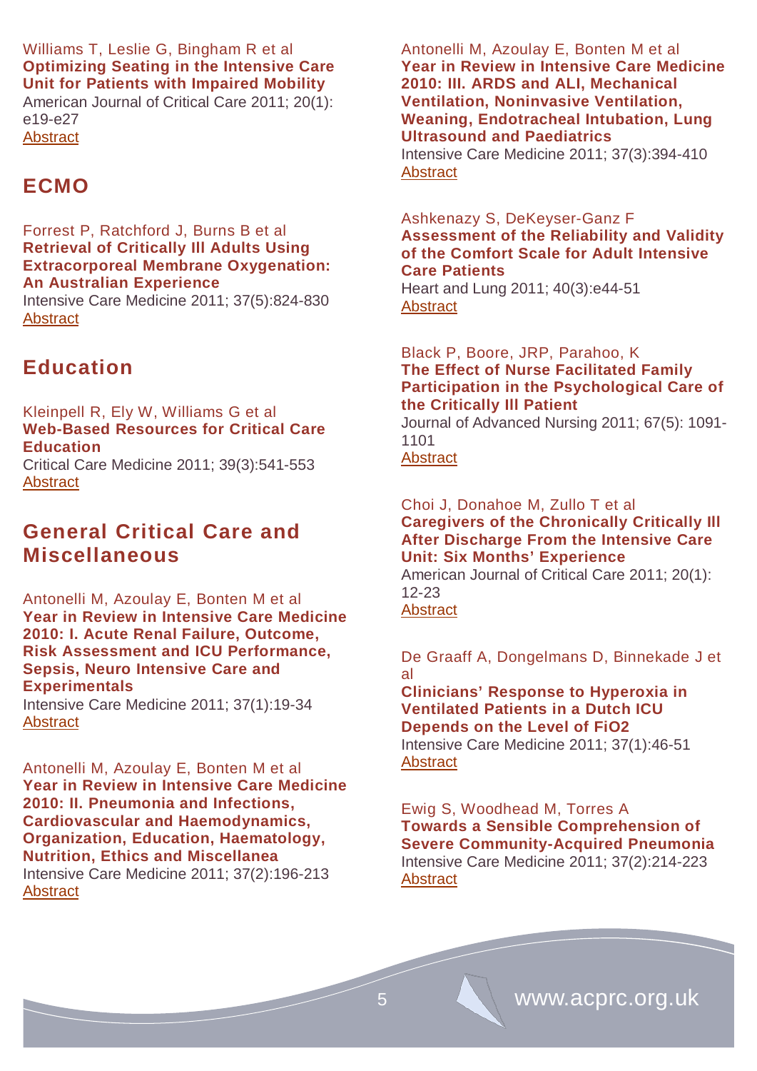Williams T, Leslie G, Bingham R et al
**Optimizing Seating in the Intensive Care Unit for Patients with Impaired Mobility**
American Journal of Critical Care 2011; 20(1): e19-e27
Abstract

## ECMO

Forrest P, Ratchford J, Burns B et al
**Retrieval of Critically Ill Adults Using Extracorporeal Membrane Oxygenation: An Australian Experience**
Intensive Care Medicine 2011; 37(5):824-830
Abstract

## Education

Kleinpell R, Ely W, Williams G et al
**Web-Based Resources for Critical Care Education**
Critical Care Medicine 2011; 39(3):541-553
Abstract

## General Critical Care and Miscellaneous

Antonelli M, Azoulay E, Bonten M et al
**Year in Review in Intensive Care Medicine 2010: I. Acute Renal Failure, Outcome, Risk Assessment and ICU Performance, Sepsis, Neuro Intensive Care and Experimentals**
Intensive Care Medicine 2011; 37(1):19-34
Abstract

Antonelli M, Azoulay E, Bonten M et al
**Year in Review in Intensive Care Medicine 2010: II. Pneumonia and Infections, Cardiovascular and Haemodynamics, Organization, Education, Haematology, Nutrition, Ethics and Miscellanea**
Intensive Care Medicine 2011; 37(2):196-213
Abstract

Antonelli M, Azoulay E, Bonten M et al
**Year in Review in Intensive Care Medicine 2010: III. ARDS and ALI, Mechanical Ventilation, Noninvasive Ventilation, Weaning, Endotracheal Intubation, Lung Ultrasound and Paediatrics**
Intensive Care Medicine 2011; 37(3):394-410
Abstract

Ashkenazy S, DeKeyser-Ganz F
**Assessment of the Reliability and Validity of the Comfort Scale for Adult Intensive Care Patients**
Heart and Lung 2011; 40(3):e44-51
Abstract

Black P, Boore, JRP, Parahoo, K
**The Effect of Nurse Facilitated Family Participation in the Psychological Care of the Critically Ill Patient**
Journal of Advanced Nursing 2011; 67(5): 1091-1101
Abstract

Choi J, Donahoe M, Zullo T et al
**Caregivers of the Chronically Critically Ill After Discharge From the Intensive Care Unit: Six Months' Experience**
American Journal of Critical Care 2011; 20(1): 12-23
Abstract

De Graaff A, Dongelmans D, Binnekade J et al
**Clinicians' Response to Hyperoxia in Ventilated Patients in a Dutch ICU Depends on the Level of FiO2**
Intensive Care Medicine 2011; 37(1):46-51
Abstract

Ewig S, Woodhead M, Torres A
**Towards a Sensible Comprehension of Severe Community-Acquired Pneumonia**
Intensive Care Medicine 2011; 37(2):214-223
Abstract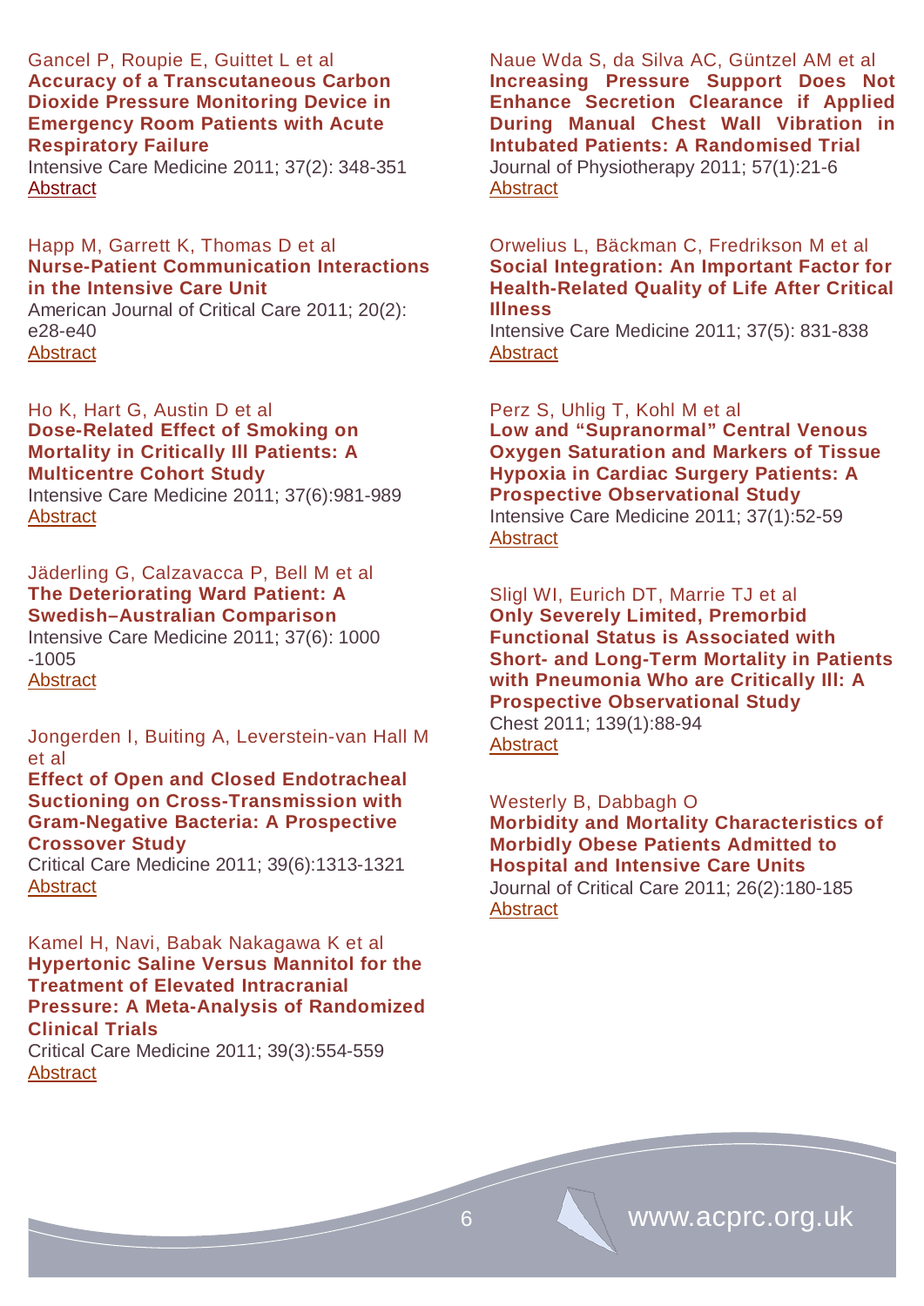Gancel P, Roupie E, Guittet L et al
**Accuracy of a Transcutaneous Carbon Dioxide Pressure Monitoring Device in Emergency Room Patients with Acute Respiratory Failure**
Intensive Care Medicine 2011; 37(2): 348-351
Abstract

Happ M, Garrett K, Thomas D et al
**Nurse-Patient Communication Interactions in the Intensive Care Unit**
American Journal of Critical Care 2011; 20(2): e28-e40
Abstract

Ho K, Hart G, Austin D et al
**Dose-Related Effect of Smoking on Mortality in Critically Ill Patients: A Multicentre Cohort Study**
Intensive Care Medicine 2011; 37(6):981-989
Abstract

Jäderling G, Calzavacca P, Bell M et al
**The Deteriorating Ward Patient: A Swedish–Australian Comparison**
Intensive Care Medicine 2011; 37(6): 1000-1005
Abstract

Jongerden I, Buiting A, Leverstein-van Hall M et al
**Effect of Open and Closed Endotracheal Suctioning on Cross-Transmission with Gram-Negative Bacteria: A Prospective Crossover Study**
Critical Care Medicine 2011; 39(6):1313-1321
Abstract

Kamel H, Navi, Babak Nakagawa K et al
**Hypertonic Saline Versus Mannitol for the Treatment of Elevated Intracranial Pressure: A Meta-Analysis of Randomized Clinical Trials**
Critical Care Medicine 2011; 39(3):554-559
Abstract

Naue Wda S, da Silva AC, Güntzel AM et al
**Increasing Pressure Support Does Not Enhance Secretion Clearance if Applied During Manual Chest Wall Vibration in Intubated Patients: A Randomised Trial**
Journal of Physiotherapy 2011; 57(1):21-6
Abstract

Orwelius L, Bäckman C, Fredrikson M et al
**Social Integration: An Important Factor for Health-Related Quality of Life After Critical Illness**
Intensive Care Medicine 2011; 37(5): 831-838
Abstract

Perz S, Uhlig T, Kohl M et al
**Low and "Supranormal" Central Venous Oxygen Saturation and Markers of Tissue Hypoxia in Cardiac Surgery Patients: A Prospective Observational Study**
Intensive Care Medicine 2011; 37(1):52-59
Abstract

Sligl WI, Eurich DT, Marrie TJ et al
**Only Severely Limited, Premorbid Functional Status is Associated with Short- and Long-Term Mortality in Patients with Pneumonia Who are Critically Ill: A Prospective Observational Study**
Chest 2011; 139(1):88-94
Abstract

Westerly B, Dabbagh O
**Morbidity and Mortality Characteristics of Morbidly Obese Patients Admitted to Hospital and Intensive Care Units**
Journal of Critical Care 2011; 26(2):180-185
Abstract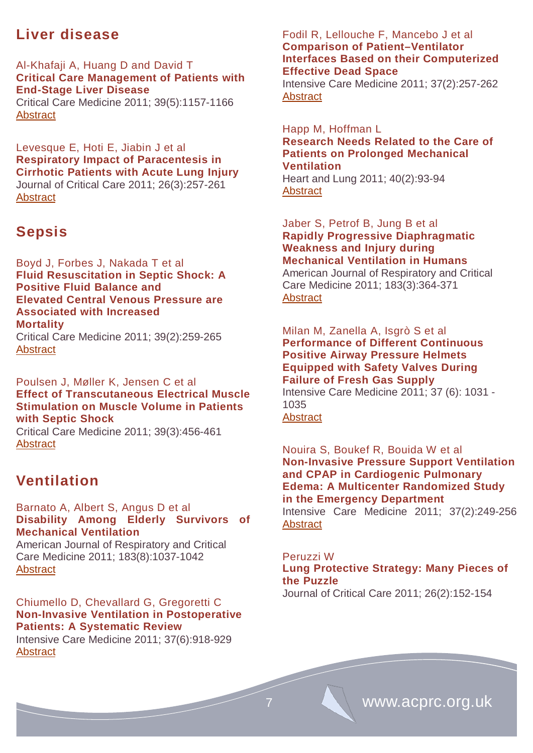## Liver disease

Al-Khafaji A, Huang D and David T
**Critical Care Management of Patients with End-Stage Liver Disease**
Critical Care Medicine 2011; 39(5):1157-1166
Abstract

Levesque E, Hoti E, Jiabin J et al
**Respiratory Impact of Paracentesis in Cirrhotic Patients with Acute Lung Injury**
Journal of Critical Care 2011; 26(3):257-261
Abstract

## Sepsis

Boyd J, Forbes J, Nakada T et al
**Fluid Resuscitation in Septic Shock: A Positive Fluid Balance and Elevated Central Venous Pressure are Associated with Increased Mortality**
Critical Care Medicine 2011; 39(2):259-265
Abstract

Poulsen J, Møller K, Jensen C et al
**Effect of Transcutaneous Electrical Muscle Stimulation on Muscle Volume in Patients with Septic Shock**
Critical Care Medicine 2011; 39(3):456-461
Abstract

## Ventilation

Barnato A, Albert S, Angus D et al
**Disability Among Elderly Survivors of Mechanical Ventilation**
American Journal of Respiratory and Critical Care Medicine 2011; 183(8):1037-1042
Abstract

Chiumello D, Chevallard G, Gregoretti C
**Non-Invasive Ventilation in Postoperative Patients: A Systematic Review**
Intensive Care Medicine 2011; 37(6):918-929
Abstract

Fodil R, Lellouche F, Mancebo J et al
**Comparison of Patient–Ventilator Interfaces Based on their Computerized Effective Dead Space**
Intensive Care Medicine 2011; 37(2):257-262
Abstract

Happ M, Hoffman L
**Research Needs Related to the Care of Patients on Prolonged Mechanical Ventilation**
Heart and Lung 2011; 40(2):93-94
Abstract

Jaber S, Petrof B, Jung B et al
**Rapidly Progressive Diaphragmatic Weakness and Injury during Mechanical Ventilation in Humans**
American Journal of Respiratory and Critical Care Medicine 2011; 183(3):364-371
Abstract

Milan M, Zanella A, Isgrò S et al
**Performance of Different Continuous Positive Airway Pressure Helmets Equipped with Safety Valves During Failure of Fresh Gas Supply**
Intensive Care Medicine 2011; 37 (6): 1031 - 1035
Abstract

Nouira S, Boukef R, Bouida W et al
**Non-Invasive Pressure Support Ventilation and CPAP in Cardiogenic Pulmonary Edema: A Multicenter Randomized Study in the Emergency Department**
Intensive Care Medicine 2011; 37(2):249-256
Abstract

Peruzzi W
**Lung Protective Strategy: Many Pieces of the Puzzle**
Journal of Critical Care 2011; 26(2):152-154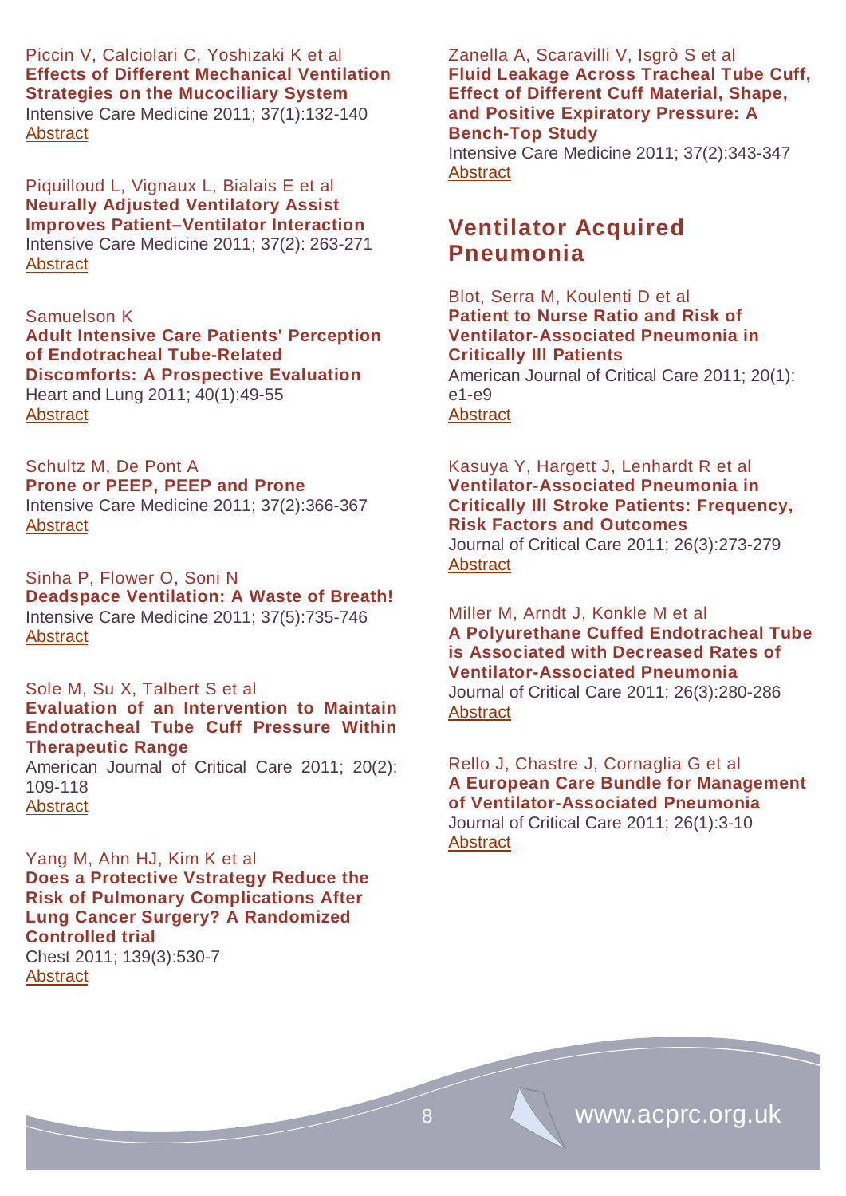Piccin V, Calciolari C, Yoshizaki K et al
**Effects of Different Mechanical Ventilation Strategies on the Mucociliary System**
Intensive Care Medicine 2011; 37(1):132-140
Abstract

Piquilloud L, Vignaux L, Bialais E et al
**Neurally Adjusted Ventilatory Assist Improves Patient–Ventilator Interaction**
Intensive Care Medicine 2011; 37(2): 263-271
Abstract

Samuelson K
**Adult Intensive Care Patients' Perception of Endotracheal Tube-Related Discomforts: A Prospective Evaluation**
Heart and Lung 2011; 40(1):49-55
Abstract

Schultz M, De Pont A
**Prone or PEEP, PEEP and Prone**
Intensive Care Medicine 2011; 37(2):366-367
Abstract

Sinha P, Flower O, Soni N
**Deadspace Ventilation: A Waste of Breath!**
Intensive Care Medicine 2011; 37(5):735-746
Abstract

Sole M, Su X, Talbert S et al
**Evaluation of an Intervention to Maintain Endotracheal Tube Cuff Pressure Within Therapeutic Range**
American Journal of Critical Care 2011; 20(2): 109-118
Abstract

Yang M, Ahn HJ, Kim K et al
**Does a Protective Vstrategy Reduce the Risk of Pulmonary Complications After Lung Cancer Surgery? A Randomized Controlled trial**
Chest 2011; 139(3):530-7
Abstract

Zanella A, Scaravilli V, Isgrò S et al
**Fluid Leakage Across Tracheal Tube Cuff, Effect of Different Cuff Material, Shape, and Positive Expiratory Pressure: A Bench-Top Study**
Intensive Care Medicine 2011; 37(2):343-347
Abstract

## Ventilator Acquired Pneumonia

Blot, Serra M, Koulenti D et al
**Patient to Nurse Ratio and Risk of Ventilator-Associated Pneumonia in Critically Ill Patients**
American Journal of Critical Care 2011; 20(1): e1-e9
Abstract

Kasuya Y, Hargett J, Lenhardt R et al
**Ventilator-Associated Pneumonia in Critically Ill Stroke Patients: Frequency, Risk Factors and Outcomes**
Journal of Critical Care 2011; 26(3):273-279
Abstract

Miller M, Arndt J, Konkle M et al
**A Polyurethane Cuffed Endotracheal Tube is Associated with Decreased Rates of Ventilator-Associated Pneumonia**
Journal of Critical Care 2011; 26(3):280-286
Abstract

Rello J, Chastre J, Cornaglia G et al
**A European Care Bundle for Management of Ventilator-Associated Pneumonia**
Journal of Critical Care 2011; 26(1):3-10
Abstract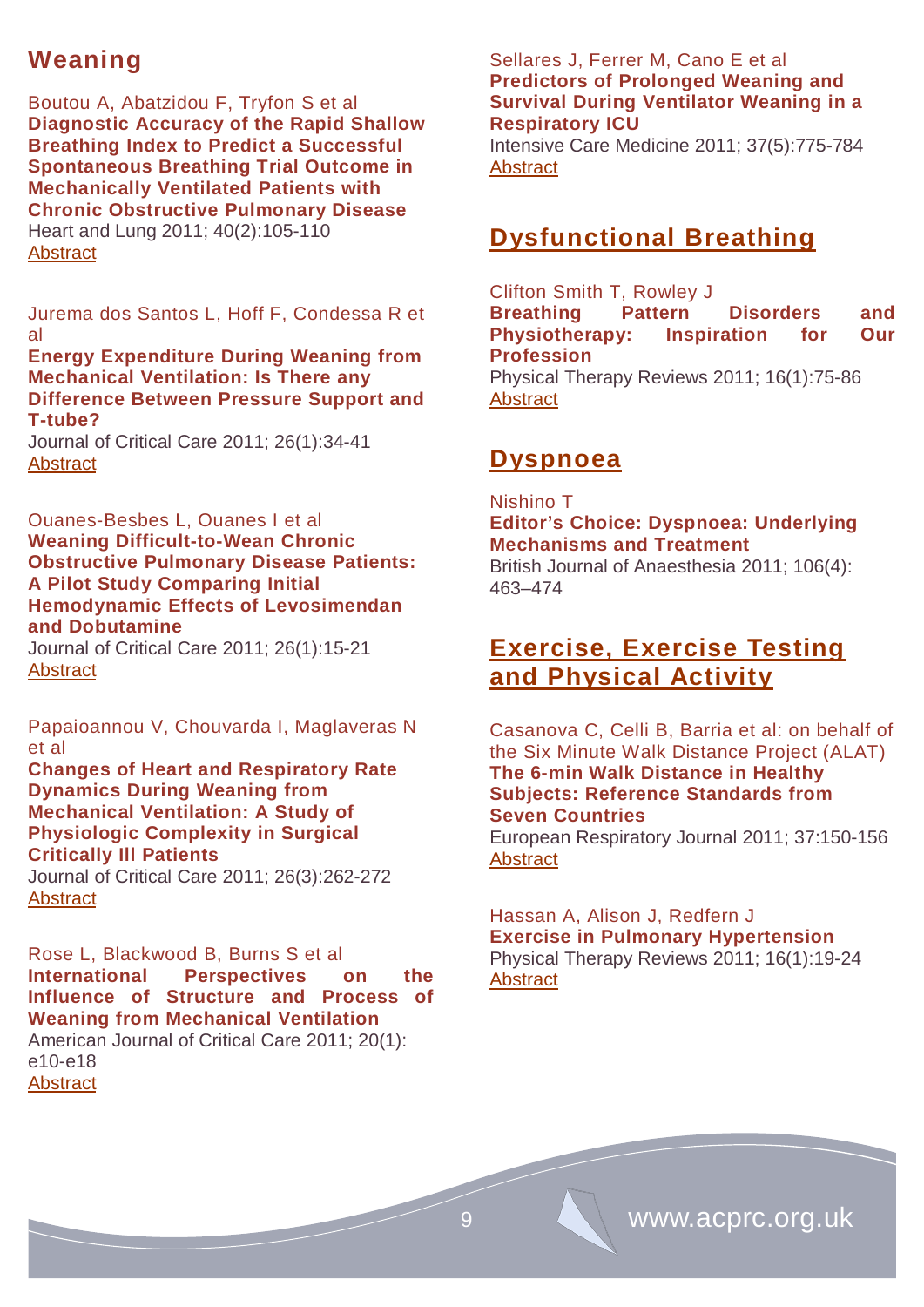## Weaning

Boutou A, Abatzidou F, Tryfon S et al
**Diagnostic Accuracy of the Rapid Shallow Breathing Index to Predict a Successful Spontaneous Breathing Trial Outcome in Mechanically Ventilated Patients with Chronic Obstructive Pulmonary Disease**
Heart and Lung 2011; 40(2):105-110
Abstract

Jurema dos Santos L, Hoff F, Condessa R et al
**Energy Expenditure During Weaning from Mechanical Ventilation: Is There any Difference Between Pressure Support and T-tube?**
Journal of Critical Care 2011; 26(1):34-41
Abstract

Ouanes-Besbes L, Ouanes I et al
**Weaning Difficult-to-Wean Chronic Obstructive Pulmonary Disease Patients: A Pilot Study Comparing Initial Hemodynamic Effects of Levosimendan and Dobutamine**
Journal of Critical Care 2011; 26(1):15-21
Abstract

Papaioannou V, Chouvarda I, Maglaveras N et al
**Changes of Heart and Respiratory Rate Dynamics During Weaning from Mechanical Ventilation: A Study of Physiologic Complexity in Surgical Critically Ill Patients**
Journal of Critical Care 2011; 26(3):262-272
Abstract

Rose L, Blackwood B, Burns S et al
**International Perspectives on the Influence of Structure and Process of Weaning from Mechanical Ventilation**
American Journal of Critical Care 2011; 20(1): e10-e18
Abstract

Sellares J, Ferrer M, Cano E et al
**Predictors of Prolonged Weaning and Survival During Ventilator Weaning in a Respiratory ICU**
Intensive Care Medicine 2011; 37(5):775-784
Abstract

## Dysfunctional Breathing

Clifton Smith T, Rowley J
**Breathing Pattern Disorders and Physiotherapy: Inspiration for Our Profession**
Physical Therapy Reviews 2011; 16(1):75-86
Abstract

## Dyspnoea

Nishino T
**Editor's Choice: Dyspnoea: Underlying Mechanisms and Treatment**
British Journal of Anaesthesia 2011; 106(4): 463–474

## Exercise, Exercise Testing and Physical Activity

Casanova C, Celli B, Barria et al: on behalf of the Six Minute Walk Distance Project (ALAT)
**The 6-min Walk Distance in Healthy Subjects: Reference Standards from Seven Countries**
European Respiratory Journal 2011; 37:150-156
Abstract

Hassan A, Alison J, Redfern J
**Exercise in Pulmonary Hypertension**
Physical Therapy Reviews 2011; 16(1):19-24
Abstract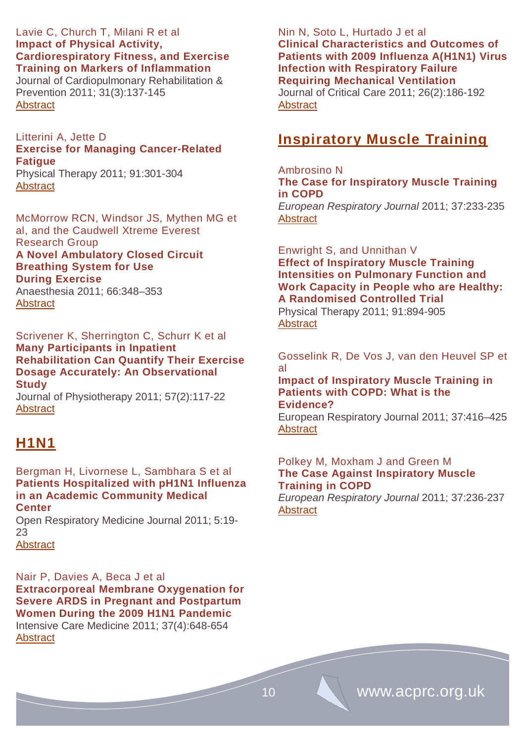Lavie C, Church T, Milani R et al
**Impact of Physical Activity, Cardiorespiratory Fitness, and Exercise Training on Markers of Inflammation**
Journal of Cardiopulmonary Rehabilitation & Prevention 2011; 31(3):137-145
Abstract

Litterini A, Jette D
**Exercise for Managing Cancer-Related Fatigue**
Physical Therapy 2011; 91:301-304
Abstract

McMorrow RCN, Windsor JS, Mythen MG et al, and the Caudwell Xtreme Everest Research Group
**A Novel Ambulatory Closed Circuit Breathing System for Use During Exercise**
Anaesthesia 2011; 66:348–353
Abstract

Scrivener K, Sherrington C, Schurr K et al
**Many Participants in Inpatient Rehabilitation Can Quantify Their Exercise Dosage Accurately: An Observational Study**
Journal of Physiotherapy 2011; 57(2):117-22
Abstract

## H1N1

Bergman H, Livornese L, Sambhara S et al
**Patients Hospitalized with pH1N1 Influenza in an Academic Community Medical Center**
Open Respiratory Medicine Journal 2011; 5:19-23
Abstract

Nair P, Davies A, Beca J et al
**Extracorporeal Membrane Oxygenation for Severe ARDS in Pregnant and Postpartum Women During the 2009 H1N1 Pandemic**
Intensive Care Medicine 2011; 37(4):648-654
Abstract

Nin N, Soto L, Hurtado J et al
**Clinical Characteristics and Outcomes of Patients with 2009 Influenza A(H1N1) Virus Infection with Respiratory Failure Requiring Mechanical Ventilation**
Journal of Critical Care 2011; 26(2):186-192
Abstract

## Inspiratory Muscle Training

Ambrosino N
**The Case for Inspiratory Muscle Training in COPD**
*European Respiratory Journal* 2011; 37:233-235
Abstract

Enwright S, and Unnithan V
**Effect of Inspiratory Muscle Training Intensities on Pulmonary Function and Work Capacity in People who are Healthy: A Randomised Controlled Trial**
Physical Therapy 2011; 91:894-905
Abstract

Gosselink R, De Vos J, van den Heuvel SP et al
**Impact of Inspiratory Muscle Training in Patients with COPD: What is the Evidence?**
European Respiratory Journal 2011; 37:416–425
Abstract

Polkey M, Moxham J and Green M
**The Case Against Inspiratory Muscle Training in COPD**
*European Respiratory Journal* 2011; 37:236-237
Abstract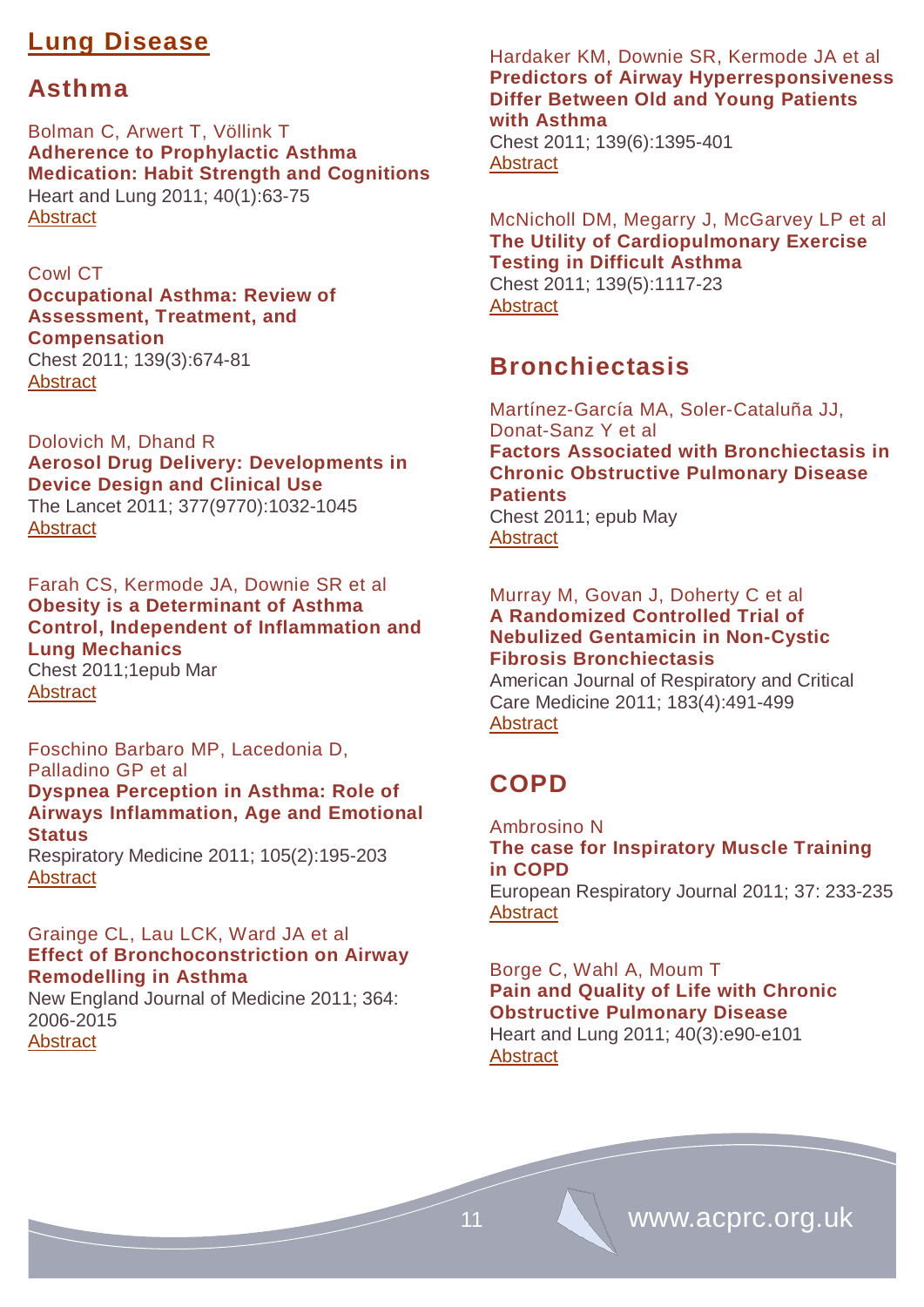# Lung Disease

## Asthma

Bolman C, Arwert T, Völlink T
**Adherence to Prophylactic Asthma Medication: Habit Strength and Cognitions**
Heart and Lung 2011; 40(1):63-75
Abstract

Cowl CT
**Occupational Asthma: Review of Assessment, Treatment, and Compensation**
Chest 2011; 139(3):674-81
Abstract

Dolovich M, Dhand R
**Aerosol Drug Delivery: Developments in Device Design and Clinical Use**
The Lancet 2011; 377(9770):1032-1045
Abstract

Farah CS, Kermode JA, Downie SR et al
**Obesity is a Determinant of Asthma Control, Independent of Inflammation and Lung Mechanics**
Chest 2011;1epub Mar
Abstract

Foschino Barbaro MP, Lacedonia D, Palladino GP et al
**Dyspnea Perception in Asthma: Role of Airways Inflammation, Age and Emotional Status**
Respiratory Medicine 2011; 105(2):195-203
Abstract

Grainge CL, Lau LCK, Ward JA et al
**Effect of Bronchoconstriction on Airway Remodelling in Asthma**
New England Journal of Medicine 2011; 364: 2006-2015
Abstract

Hardaker KM, Downie SR, Kermode JA et al
**Predictors of Airway Hyperresponsiveness Differ Between Old and Young Patients with Asthma**
Chest 2011; 139(6):1395-401
Abstract

McNicholl DM, Megarry J, McGarvey LP et al
**The Utility of Cardiopulmonary Exercise Testing in Difficult Asthma**
Chest 2011; 139(5):1117-23
Abstract

## Bronchiectasis

Martínez-García MA, Soler-Cataluña JJ, Donat-Sanz Y et al
**Factors Associated with Bronchiectasis in Chronic Obstructive Pulmonary Disease Patients**
Chest 2011; epub May
Abstract

Murray M, Govan J, Doherty C et al
**A Randomized Controlled Trial of Nebulized Gentamicin in Non-Cystic Fibrosis Bronchiectasis**
American Journal of Respiratory and Critical Care Medicine 2011; 183(4):491-499
Abstract

## COPD

Ambrosino N
**The case for Inspiratory Muscle Training in COPD**
European Respiratory Journal 2011; 37: 233-235
Abstract

Borge C, Wahl A, Moum T
**Pain and Quality of Life with Chronic Obstructive Pulmonary Disease**
Heart and Lung 2011; 40(3):e90-e101
Abstract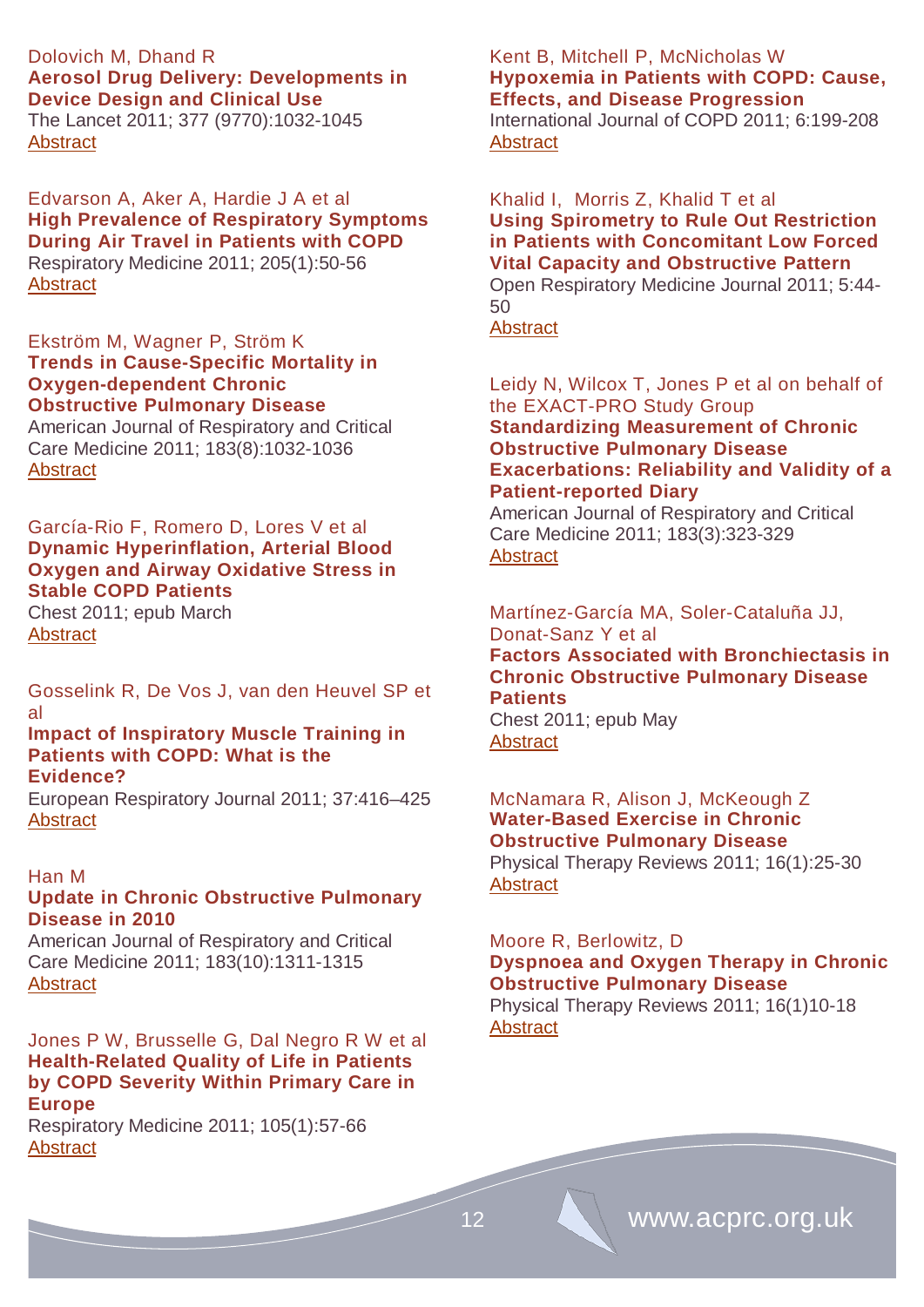Dolovich M, Dhand R
**Aerosol Drug Delivery: Developments in Device Design and Clinical Use**
The Lancet 2011; 377 (9770):1032-1045
Abstract

Edvarson A, Aker A, Hardie J A et al
**High Prevalence of Respiratory Symptoms During Air Travel in Patients with COPD**
Respiratory Medicine 2011; 205(1):50-56
Abstract

Ekström M, Wagner P, Ström K
**Trends in Cause-Specific Mortality in Oxygen-dependent Chronic Obstructive Pulmonary Disease**
American Journal of Respiratory and Critical Care Medicine 2011; 183(8):1032-1036
Abstract

García-Rio F, Romero D, Lores V et al
**Dynamic Hyperinflation, Arterial Blood Oxygen and Airway Oxidative Stress in Stable COPD Patients**
Chest 2011; epub March
Abstract

Gosselink R, De Vos J, van den Heuvel SP et al
**Impact of Inspiratory Muscle Training in Patients with COPD: What is the Evidence?**
European Respiratory Journal 2011; 37:416–425
Abstract

Han M
**Update in Chronic Obstructive Pulmonary Disease in 2010**
American Journal of Respiratory and Critical Care Medicine 2011; 183(10):1311-1315
Abstract

Jones P W, Brusselle G, Dal Negro R W et al
**Health-Related Quality of Life in Patients by COPD Severity Within Primary Care in Europe**
Respiratory Medicine 2011; 105(1):57-66
Abstract

Kent B, Mitchell P, McNicholas W
**Hypoxemia in Patients with COPD: Cause, Effects, and Disease Progression**
International Journal of COPD 2011; 6:199-208
Abstract

Khalid I, Morris Z, Khalid T et al
**Using Spirometry to Rule Out Restriction in Patients with Concomitant Low Forced Vital Capacity and Obstructive Pattern**
Open Respiratory Medicine Journal 2011; 5:44-50
Abstract

Leidy N, Wilcox T, Jones P et al on behalf of the EXACT-PRO Study Group
**Standardizing Measurement of Chronic Obstructive Pulmonary Disease Exacerbations: Reliability and Validity of a Patient-reported Diary**
American Journal of Respiratory and Critical Care Medicine 2011; 183(3):323-329
Abstract

Martínez-García MA, Soler-Cataluña JJ, Donat-Sanz Y et al
**Factors Associated with Bronchiectasis in Chronic Obstructive Pulmonary Disease Patients**
Chest 2011; epub May
Abstract

McNamara R, Alison J, McKeough Z
**Water-Based Exercise in Chronic Obstructive Pulmonary Disease**
Physical Therapy Reviews 2011; 16(1):25-30
Abstract

Moore R, Berlowitz, D
**Dyspnoea and Oxygen Therapy in Chronic Obstructive Pulmonary Disease**
Physical Therapy Reviews 2011; 16(1)10-18
Abstract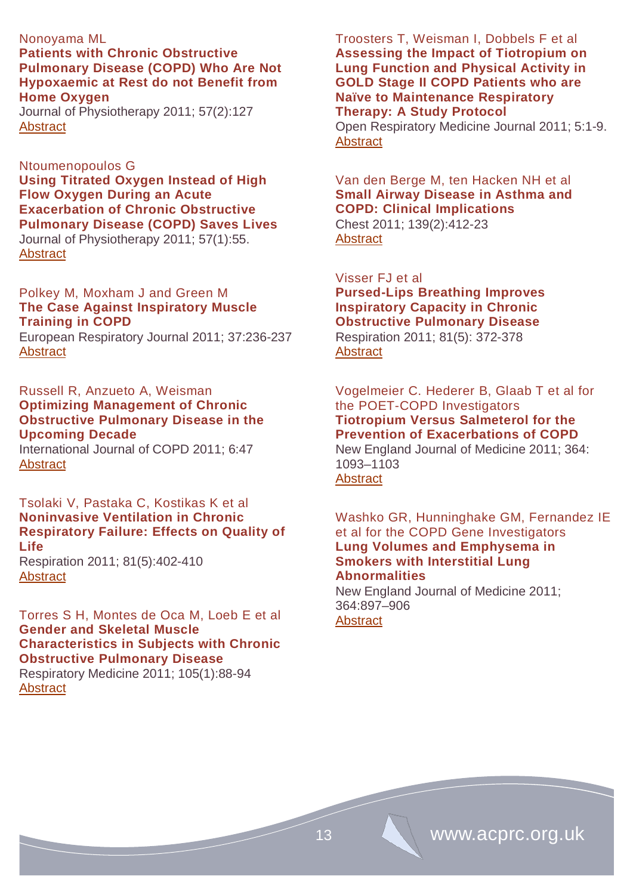Nonoyama ML
**Patients with Chronic Obstructive Pulmonary Disease (COPD) Who Are Not Hypoxaemic at Rest do not Benefit from Home Oxygen**
Journal of Physiotherapy 2011; 57(2):127
Abstract

Ntoumenopoulos G
**Using Titrated Oxygen Instead of High Flow Oxygen During an Acute Exacerbation of Chronic Obstructive Pulmonary Disease (COPD) Saves Lives**
Journal of Physiotherapy 2011; 57(1):55.
Abstract

Polkey M, Moxham J and Green M
**The Case Against Inspiratory Muscle Training in COPD**
European Respiratory Journal 2011; 37:236-237
Abstract

Russell R, Anzueto A, Weisman
**Optimizing Management of Chronic Obstructive Pulmonary Disease in the Upcoming Decade**
International Journal of COPD 2011; 6:47
Abstract

Tsolaki V, Pastaka C, Kostikas K et al
**Noninvasive Ventilation in Chronic Respiratory Failure: Effects on Quality of Life**
Respiration 2011; 81(5):402-410
Abstract

Torres S H, Montes de Oca M, Loeb E et al
**Gender and Skeletal Muscle Characteristics in Subjects with Chronic Obstructive Pulmonary Disease**
Respiratory Medicine 2011; 105(1):88-94
Abstract

Troosters T, Weisman I, Dobbels F et al
**Assessing the Impact of Tiotropium on Lung Function and Physical Activity in GOLD Stage II COPD Patients who are Naïve to Maintenance Respiratory Therapy: A Study Protocol**
Open Respiratory Medicine Journal 2011; 5:1-9.
Abstract

Van den Berge M, ten Hacken NH et al
**Small Airway Disease in Asthma and COPD: Clinical Implications**
Chest 2011; 139(2):412-23
Abstract

Visser FJ et al
**Pursed-Lips Breathing Improves Inspiratory Capacity in Chronic Obstructive Pulmonary Disease**
Respiration 2011; 81(5): 372-378
Abstract

Vogelmeier C. Hederer B, Glaab T et al for the POET-COPD Investigators
**Tiotropium Versus Salmeterol for the Prevention of Exacerbations of COPD**
New England Journal of Medicine 2011; 364: 1093–1103
Abstract

Washko GR, Hunninghake GM, Fernandez IE et al for the COPD Gene Investigators
**Lung Volumes and Emphysema in Smokers with Interstitial Lung Abnormalities**
New England Journal of Medicine 2011; 364:897–906
Abstract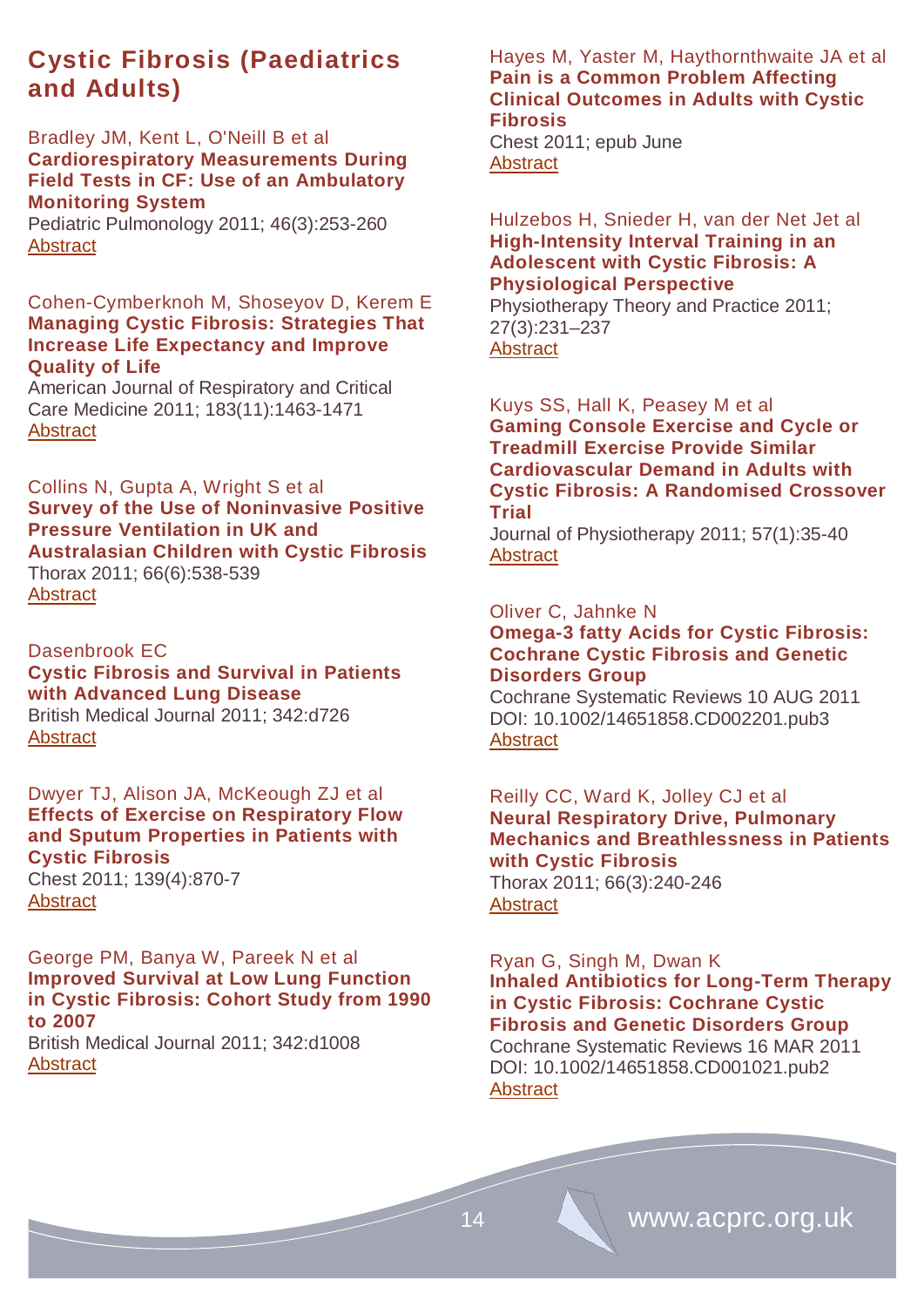## Cystic Fibrosis (Paediatrics and Adults)

Bradley JM, Kent L, O'Neill B et al
**Cardiorespiratory Measurements During Field Tests in CF: Use of an Ambulatory Monitoring System**
Pediatric Pulmonology 2011; 46(3):253-260
Abstract

Cohen-Cymberknoh M, Shoseyov D, Kerem E
**Managing Cystic Fibrosis: Strategies That Increase Life Expectancy and Improve Quality of Life**
American Journal of Respiratory and Critical Care Medicine 2011; 183(11):1463-1471
Abstract

Collins N, Gupta A, Wright S et al
**Survey of the Use of Noninvasive Positive Pressure Ventilation in UK and Australasian Children with Cystic Fibrosis**
Thorax 2011; 66(6):538-539
Abstract

Dasenbrook EC
**Cystic Fibrosis and Survival in Patients with Advanced Lung Disease**
British Medical Journal 2011; 342:d726
Abstract

Dwyer TJ, Alison JA, McKeough ZJ et al
**Effects of Exercise on Respiratory Flow and Sputum Properties in Patients with Cystic Fibrosis**
Chest 2011; 139(4):870-7
Abstract

George PM, Banya W, Pareek N et al
**Improved Survival at Low Lung Function in Cystic Fibrosis: Cohort Study from 1990 to 2007**
British Medical Journal 2011; 342:d1008
Abstract

Hayes M, Yaster M, Haythornthwaite JA et al
**Pain is a Common Problem Affecting Clinical Outcomes in Adults with Cystic Fibrosis**
Chest 2011; epub June
Abstract

Hulzebos H, Snieder H, van der Net Jet al
**High-Intensity Interval Training in an Adolescent with Cystic Fibrosis: A Physiological Perspective**
Physiotherapy Theory and Practice 2011; 27(3):231–237
Abstract

Kuys SS, Hall K, Peasey M et al
**Gaming Console Exercise and Cycle or Treadmill Exercise Provide Similar Cardiovascular Demand in Adults with Cystic Fibrosis: A Randomised Crossover Trial**
Journal of Physiotherapy 2011; 57(1):35-40
Abstract

Oliver C, Jahnke N
**Omega-3 fatty Acids for Cystic Fibrosis: Cochrane Cystic Fibrosis and Genetic Disorders Group**
Cochrane Systematic Reviews 10 AUG 2011
DOI: 10.1002/14651858.CD002201.pub3
Abstract

Reilly CC, Ward K, Jolley CJ et al
**Neural Respiratory Drive, Pulmonary Mechanics and Breathlessness in Patients with Cystic Fibrosis**
Thorax 2011; 66(3):240-246
Abstract

Ryan G, Singh M, Dwan K
**Inhaled Antibiotics for Long-Term Therapy in Cystic Fibrosis: Cochrane Cystic Fibrosis and Genetic Disorders Group**
Cochrane Systematic Reviews 16 MAR 2011
DOI: 10.1002/14651858.CD001021.pub2
Abstract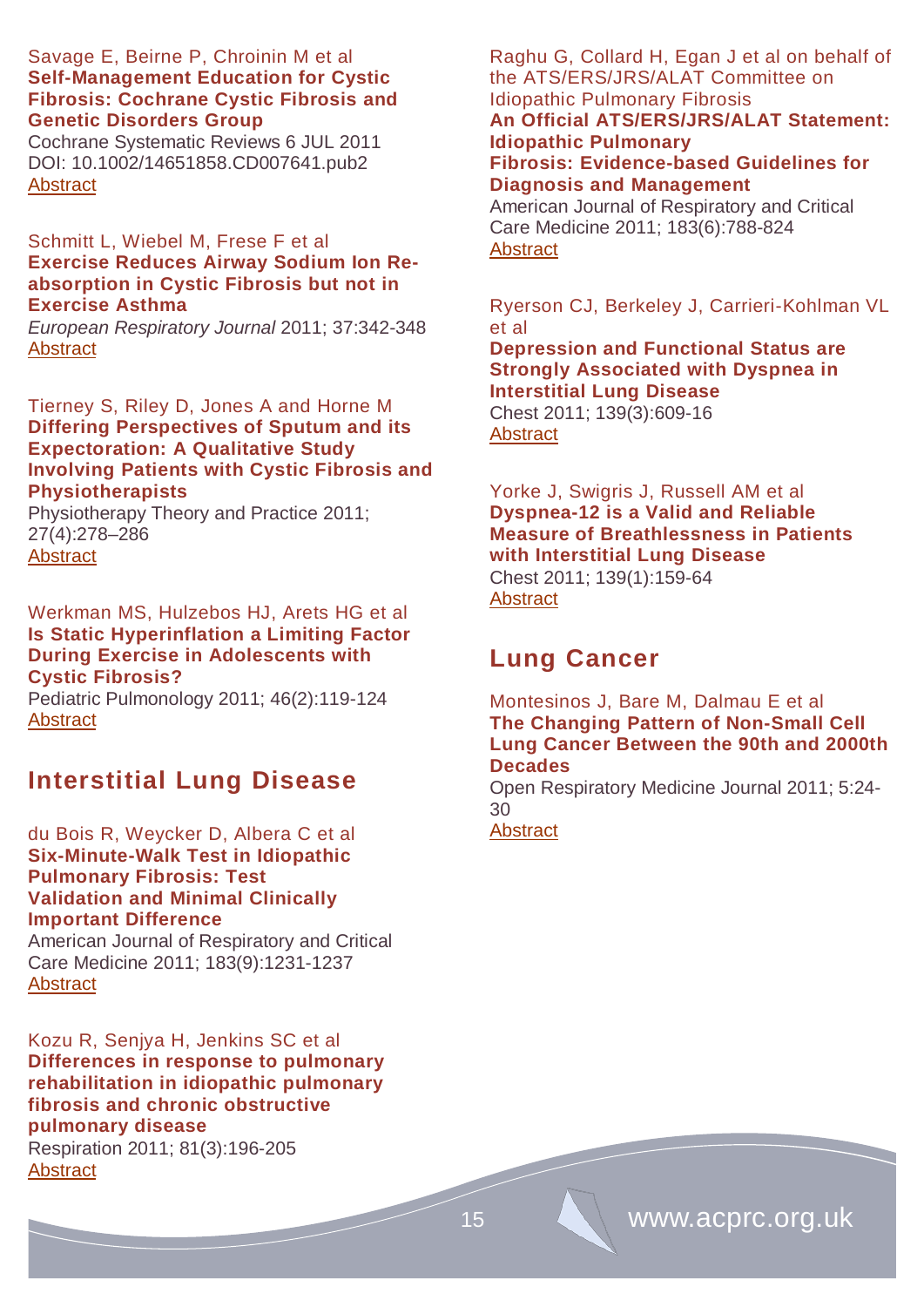Savage E, Beirne P, Chroinin M et al
**Self-Management Education for Cystic Fibrosis: Cochrane Cystic Fibrosis and Genetic Disorders Group**
Cochrane Systematic Reviews 6 JUL 2011
DOI: 10.1002/14651858.CD007641.pub2
Abstract

Schmitt L, Wiebel M, Frese F et al
**Exercise Reduces Airway Sodium Ion Re-absorption in Cystic Fibrosis but not in Exercise Asthma**
*European Respiratory Journal* 2011; 37:342-348
Abstract

Tierney S, Riley D, Jones A and Horne M
**Differing Perspectives of Sputum and its Expectoration: A Qualitative Study Involving Patients with Cystic Fibrosis and Physiotherapists**
Physiotherapy Theory and Practice 2011; 27(4):278–286
Abstract

Werkman MS, Hulzebos HJ, Arets HG et al
**Is Static Hyperinflation a Limiting Factor During Exercise in Adolescents with Cystic Fibrosis?**
Pediatric Pulmonology 2011; 46(2):119-124
Abstract

## Interstitial Lung Disease

du Bois R, Weycker D, Albera C et al
**Six-Minute-Walk Test in Idiopathic Pulmonary Fibrosis: Test Validation and Minimal Clinically Important Difference**
American Journal of Respiratory and Critical Care Medicine 2011; 183(9):1231-1237
Abstract

Kozu R, Senjya H, Jenkins SC et al
**Differences in response to pulmonary rehabilitation in idiopathic pulmonary fibrosis and chronic obstructive pulmonary disease**
Respiration 2011; 81(3):196-205
Abstract

Raghu G, Collard H, Egan J et al on behalf of the ATS/ERS/JRS/ALAT Committee on Idiopathic Pulmonary Fibrosis
**An Official ATS/ERS/JRS/ALAT Statement: Idiopathic Pulmonary Fibrosis: Evidence-based Guidelines for Diagnosis and Management**
American Journal of Respiratory and Critical Care Medicine 2011; 183(6):788-824
Abstract

Ryerson CJ, Berkeley J, Carrieri-Kohlman VL et al
**Depression and Functional Status are Strongly Associated with Dyspnea in Interstitial Lung Disease**
Chest 2011; 139(3):609-16
Abstract

Yorke J, Swigris J, Russell AM et al
**Dyspnea-12 is a Valid and Reliable Measure of Breathlessness in Patients with Interstitial Lung Disease**
Chest 2011; 139(1):159-64
Abstract

## Lung Cancer

Montesinos J, Bare M, Dalmau E et al
**The Changing Pattern of Non-Small Cell Lung Cancer Between the 90th and 2000th Decades**
Open Respiratory Medicine Journal 2011; 5:24-30
Abstract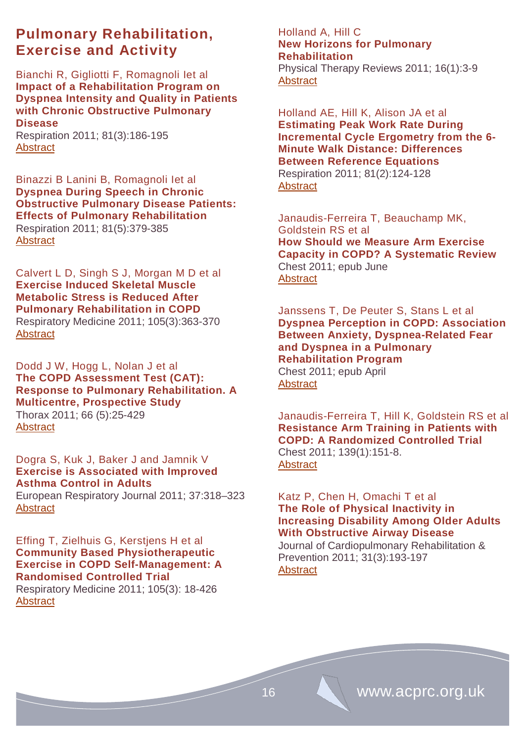## Pulmonary Rehabilitation, Exercise and Activity

Bianchi R, Gigliotti F, Romagnoli Iet al
**Impact of a Rehabilitation Program on Dyspnea Intensity and Quality in Patients with Chronic Obstructive Pulmonary Disease**
Respiration 2011; 81(3):186-195
Abstract

Binazzi B Lanini B, Romagnoli Iet al
**Dyspnea During Speech in Chronic Obstructive Pulmonary Disease Patients: Effects of Pulmonary Rehabilitation**
Respiration 2011; 81(5):379-385
Abstract

Calvert L D, Singh S J, Morgan M D et al
**Exercise Induced Skeletal Muscle Metabolic Stress is Reduced After Pulmonary Rehabilitation in COPD**
Respiratory Medicine 2011; 105(3):363-370
Abstract

Dodd J W, Hogg L, Nolan J et al
**The COPD Assessment Test (CAT): Response to Pulmonary Rehabilitation. A Multicentre, Prospective Study**
Thorax 2011; 66 (5):25-429
Abstract

Dogra S, Kuk J, Baker J and Jamnik V
**Exercise is Associated with Improved Asthma Control in Adults**
European Respiratory Journal 2011; 37:318–323
Abstract

Effing T, Zielhuis G, Kerstjens H et al
**Community Based Physiotherapeutic Exercise in COPD Self-Management: A Randomised Controlled Trial**
Respiratory Medicine 2011; 105(3): 18-426
Abstract

Holland A, Hill C
**New Horizons for Pulmonary Rehabilitation**
Physical Therapy Reviews 2011; 16(1):3-9
Abstract

Holland AE, Hill K, Alison JA et al
**Estimating Peak Work Rate During Incremental Cycle Ergometry from the 6-Minute Walk Distance: Differences Between Reference Equations**
Respiration 2011; 81(2):124-128
Abstract

Janaudis-Ferreira T, Beauchamp MK, Goldstein RS et al
**How Should we Measure Arm Exercise Capacity in COPD? A Systematic Review**
Chest 2011; epub June
Abstract

Janssens T, De Peuter S, Stans L et al
**Dyspnea Perception in COPD: Association Between Anxiety, Dyspnea-Related Fear and Dyspnea in a Pulmonary Rehabilitation Program**
Chest 2011; epub April
Abstract

Janaudis-Ferreira T, Hill K, Goldstein RS et al
**Resistance Arm Training in Patients with COPD: A Randomized Controlled Trial**
Chest 2011; 139(1):151-8.
Abstract

Katz P, Chen H, Omachi T et al
**The Role of Physical Inactivity in Increasing Disability Among Older Adults With Obstructive Airway Disease**
Journal of Cardiopulmonary Rehabilitation & Prevention 2011; 31(3):193-197
Abstract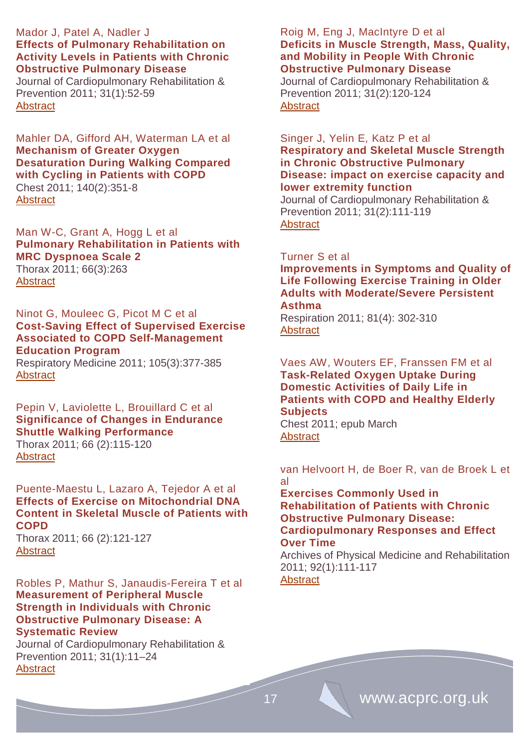Mador J, Patel A, Nadler J
**Effects of Pulmonary Rehabilitation on Activity Levels in Patients with Chronic Obstructive Pulmonary Disease**
Journal of Cardiopulmonary Rehabilitation & Prevention 2011; 31(1):52-59
Abstract

Mahler DA, Gifford AH, Waterman LA et al
**Mechanism of Greater Oxygen Desaturation During Walking Compared with Cycling in Patients with COPD**
Chest 2011; 140(2):351-8
Abstract

Man W-C, Grant A, Hogg L et al
**Pulmonary Rehabilitation in Patients with MRC Dyspnoea Scale 2**
Thorax 2011; 66(3):263
Abstract

Ninot G, Mouleec G, Picot M C et al
**Cost-Saving Effect of Supervised Exercise Associated to COPD Self-Management Education Program**
Respiratory Medicine 2011; 105(3):377-385
Abstract

Pepin V, Laviolette L, Brouillard C et al
**Significance of Changes in Endurance Shuttle Walking Performance**
Thorax 2011; 66 (2):115-120
Abstract

Puente-Maestu L, Lazaro A, Tejedor A et al
**Effects of Exercise on Mitochondrial DNA Content in Skeletal Muscle of Patients with COPD**
Thorax 2011; 66 (2):121-127
Abstract

Robles P, Mathur S, Janaudis-Fereira T et al
**Measurement of Peripheral Muscle Strength in Individuals with Chronic Obstructive Pulmonary Disease: A Systematic Review**
Journal of Cardiopulmonary Rehabilitation & Prevention 2011; 31(1):11–24
Abstract

Roig M, Eng J, MacIntyre D et al
**Deficits in Muscle Strength, Mass, Quality, and Mobility in People With Chronic Obstructive Pulmonary Disease**
Journal of Cardiopulmonary Rehabilitation & Prevention 2011; 31(2):120-124
Abstract

Singer J, Yelin E, Katz P et al
**Respiratory and Skeletal Muscle Strength in Chronic Obstructive Pulmonary Disease: impact on exercise capacity and lower extremity function**
Journal of Cardiopulmonary Rehabilitation & Prevention 2011; 31(2):111-119
Abstract

Turner S et al
**Improvements in Symptoms and Quality of Life Following Exercise Training in Older Adults with Moderate/Severe Persistent Asthma**
Respiration 2011; 81(4): 302-310
Abstract

Vaes AW, Wouters EF, Franssen FM et al
**Task-Related Oxygen Uptake During Domestic Activities of Daily Life in Patients with COPD and Healthy Elderly Subjects**
Chest 2011; epub March
Abstract

van Helvoort H, de Boer R, van de Broek L et al
**Exercises Commonly Used in Rehabilitation of Patients with Chronic Obstructive Pulmonary Disease: Cardiopulmonary Responses and Effect Over Time**
Archives of Physical Medicine and Rehabilitation 2011; 92(1):111-117
Abstract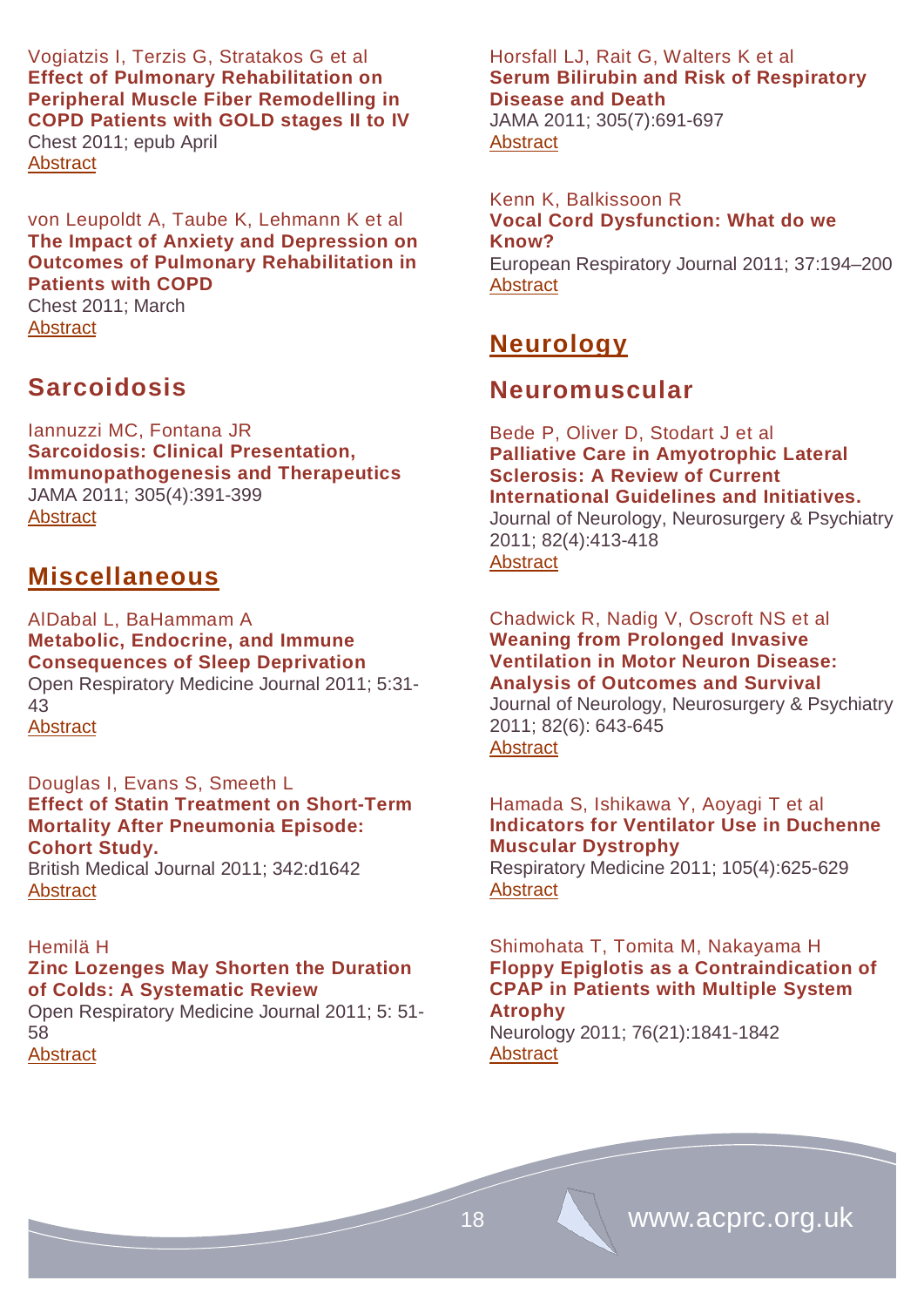Vogiatzis I, Terzis G, Stratakos G et al
**Effect of Pulmonary Rehabilitation on Peripheral Muscle Fiber Remodelling in COPD Patients with GOLD stages II to IV**
Chest 2011; epub April
Abstract

von Leupoldt A, Taube K, Lehmann K et al
**The Impact of Anxiety and Depression on Outcomes of Pulmonary Rehabilitation in Patients with COPD**
Chest 2011; March
Abstract

## Sarcoidosis

Iannuzzi MC, Fontana JR
**Sarcoidosis: Clinical Presentation, Immunopathogenesis and Therapeutics**
JAMA 2011; 305(4):391-399
Abstract

## Miscellaneous

AlDabal L, BaHammam A
**Metabolic, Endocrine, and Immune Consequences of Sleep Deprivation**
Open Respiratory Medicine Journal 2011; 5:31-43
Abstract

Douglas I, Evans S, Smeeth L
**Effect of Statin Treatment on Short-Term Mortality After Pneumonia Episode: Cohort Study.**
British Medical Journal 2011; 342:d1642
Abstract

Hemilä H
**Zinc Lozenges May Shorten the Duration of Colds: A Systematic Review**
Open Respiratory Medicine Journal 2011; 5: 51-58
Abstract

Horsfall LJ, Rait G, Walters K et al
**Serum Bilirubin and Risk of Respiratory Disease and Death**
JAMA 2011; 305(7):691-697
Abstract

Kenn K, Balkissoon R
**Vocal Cord Dysfunction: What do we Know?**
European Respiratory Journal 2011; 37:194–200
Abstract

## Neurology

### Neuromuscular

Bede P, Oliver D, Stodart J et al
**Palliative Care in Amyotrophic Lateral Sclerosis: A Review of Current International Guidelines and Initiatives.**
Journal of Neurology, Neurosurgery & Psychiatry 2011; 82(4):413-418
Abstract

Chadwick R, Nadig V, Oscroft NS et al
**Weaning from Prolonged Invasive Ventilation in Motor Neuron Disease: Analysis of Outcomes and Survival**
Journal of Neurology, Neurosurgery & Psychiatry 2011; 82(6): 643-645
Abstract

Hamada S, Ishikawa Y, Aoyagi T et al
**Indicators for Ventilator Use in Duchenne Muscular Dystrophy**
Respiratory Medicine 2011; 105(4):625-629
Abstract

Shimohata T, Tomita M, Nakayama H
**Floppy Epiglotis as a Contraindication of CPAP in Patients with Multiple System Atrophy**
Neurology 2011; 76(21):1841-1842
Abstract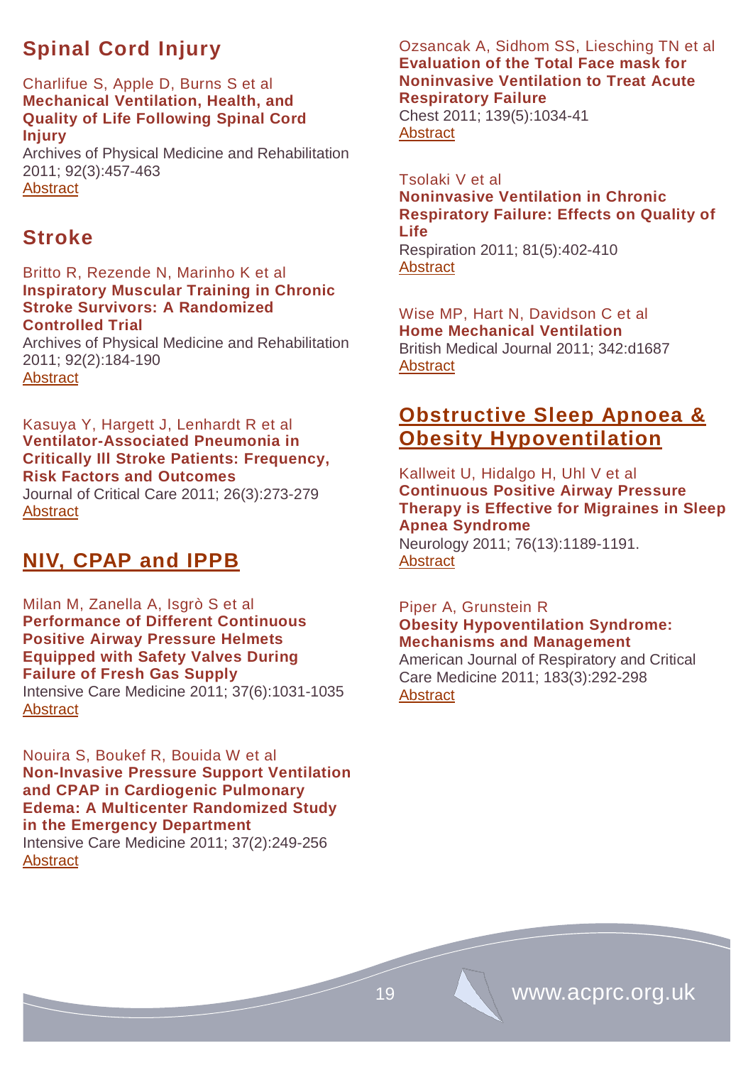## Spinal Cord Injury

Charlifue S, Apple D, Burns S et al
**Mechanical Ventilation, Health, and Quality of Life Following Spinal Cord Injury**
Archives of Physical Medicine and Rehabilitation 2011; 92(3):457-463
Abstract

## Stroke

Britto R, Rezende N, Marinho K et al
**Inspiratory Muscular Training in Chronic Stroke Survivors: A Randomized Controlled Trial**
Archives of Physical Medicine and Rehabilitation 2011; 92(2):184-190
Abstract

Kasuya Y, Hargett J, Lenhardt R et al
**Ventilator-Associated Pneumonia in Critically Ill Stroke Patients: Frequency, Risk Factors and Outcomes**
Journal of Critical Care 2011; 26(3):273-279
Abstract

## NIV, CPAP and IPPB

Milan M, Zanella A, Isgrò S et al
**Performance of Different Continuous Positive Airway Pressure Helmets Equipped with Safety Valves During Failure of Fresh Gas Supply**
Intensive Care Medicine 2011; 37(6):1031-1035
Abstract

Nouira S, Boukef R, Bouida W et al
**Non-Invasive Pressure Support Ventilation and CPAP in Cardiogenic Pulmonary Edema: A Multicenter Randomized Study in the Emergency Department**
Intensive Care Medicine 2011; 37(2):249-256
Abstract

Ozsancak A, Sidhom SS, Liesching TN et al
**Evaluation of the Total Face mask for Noninvasive Ventilation to Treat Acute Respiratory Failure**
Chest 2011; 139(5):1034-41
Abstract

Tsolaki V et al
**Noninvasive Ventilation in Chronic Respiratory Failure: Effects on Quality of Life**
Respiration 2011; 81(5):402-410
Abstract

Wise MP, Hart N, Davidson C et al
**Home Mechanical Ventilation**
British Medical Journal 2011; 342:d1687
Abstract

## Obstructive Sleep Apnoea & Obesity Hypoventilation

Kallweit U, Hidalgo H, Uhl V et al
**Continuous Positive Airway Pressure Therapy is Effective for Migraines in Sleep Apnea Syndrome**
Neurology 2011; 76(13):1189-1191.
Abstract

Piper A, Grunstein R
**Obesity Hypoventilation Syndrome: Mechanisms and Management**
American Journal of Respiratory and Critical Care Medicine 2011; 183(3):292-298
Abstract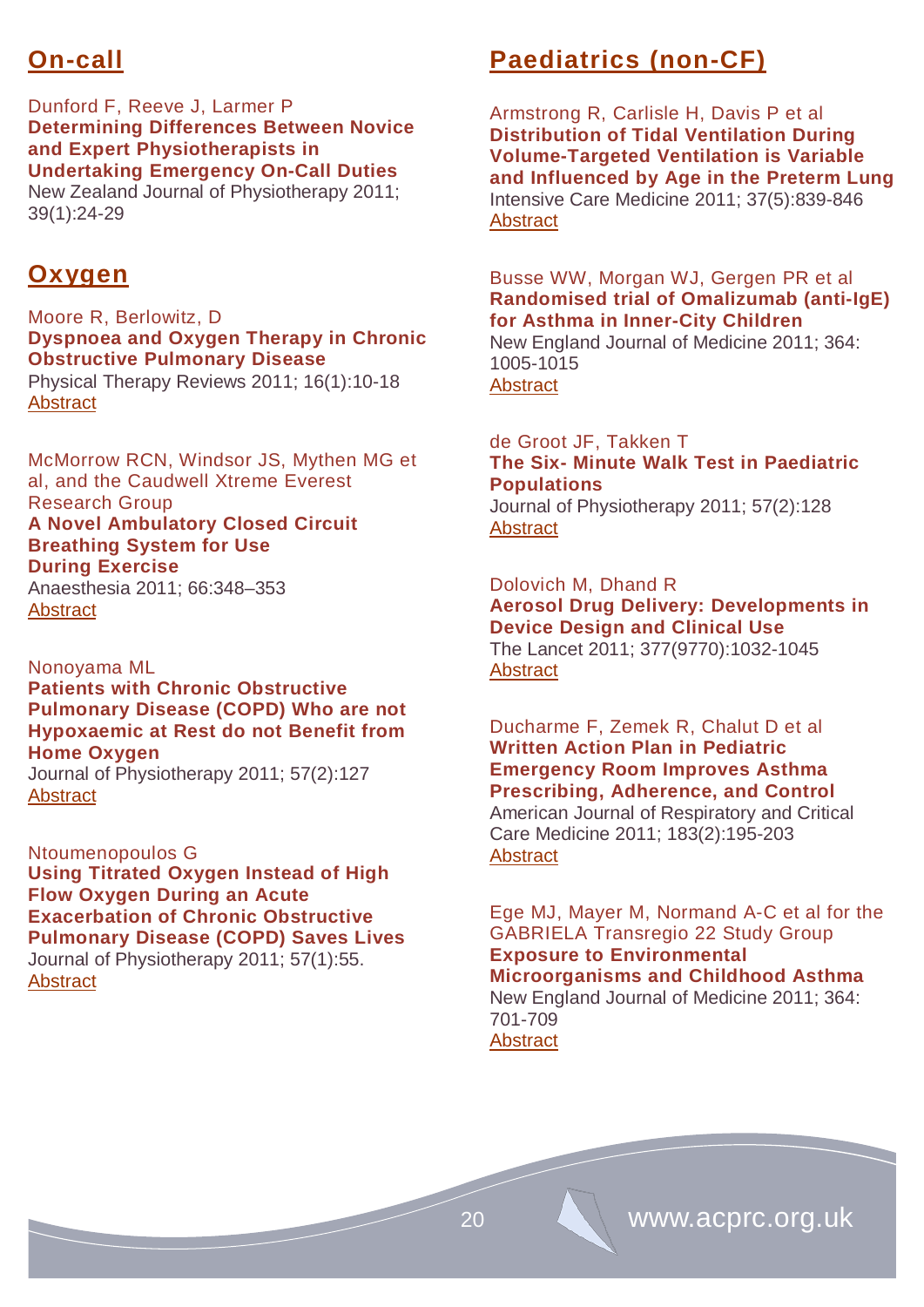## On-call

Dunford F, Reeve J, Larmer P
**Determining Differences Between Novice and Expert Physiotherapists in Undertaking Emergency On-Call Duties**
New Zealand Journal of Physiotherapy 2011; 39(1):24-29

## Oxygen

Moore R, Berlowitz, D
**Dyspnoea and Oxygen Therapy in Chronic Obstructive Pulmonary Disease**
Physical Therapy Reviews 2011; 16(1):10-18
Abstract

McMorrow RCN, Windsor JS, Mythen MG et al, and the Caudwell Xtreme Everest Research Group
**A Novel Ambulatory Closed Circuit Breathing System for Use During Exercise**
Anaesthesia 2011; 66:348–353
Abstract

Nonoyama ML
**Patients with Chronic Obstructive Pulmonary Disease (COPD) Who are not Hypoxaemic at Rest do not Benefit from Home Oxygen**
Journal of Physiotherapy 2011; 57(2):127
Abstract

Ntoumenopoulos G
**Using Titrated Oxygen Instead of High Flow Oxygen During an Acute Exacerbation of Chronic Obstructive Pulmonary Disease (COPD) Saves Lives**
Journal of Physiotherapy 2011; 57(1):55.
Abstract

## Paediatrics (non-CF)

Armstrong R, Carlisle H, Davis P et al
**Distribution of Tidal Ventilation During Volume-Targeted Ventilation is Variable and Influenced by Age in the Preterm Lung**
Intensive Care Medicine 2011; 37(5):839-846
Abstract

Busse WW, Morgan WJ, Gergen PR et al
**Randomised trial of Omalizumab (anti-IgE) for Asthma in Inner-City Children**
New England Journal of Medicine 2011; 364: 1005-1015
Abstract

de Groot JF, Takken T
**The Six- Minute Walk Test in Paediatric Populations**
Journal of Physiotherapy 2011; 57(2):128
Abstract

Dolovich M, Dhand R
**Aerosol Drug Delivery: Developments in Device Design and Clinical Use**
The Lancet 2011; 377(9770):1032-1045
Abstract

Ducharme F, Zemek R, Chalut D et al
**Written Action Plan in Pediatric Emergency Room Improves Asthma Prescribing, Adherence, and Control**
American Journal of Respiratory and Critical Care Medicine 2011; 183(2):195-203
Abstract

Ege MJ, Mayer M, Normand A-C et al for the GABRIELA Transregio 22 Study Group
**Exposure to Environmental Microorganisms and Childhood Asthma**
New England Journal of Medicine 2011; 364: 701-709
Abstract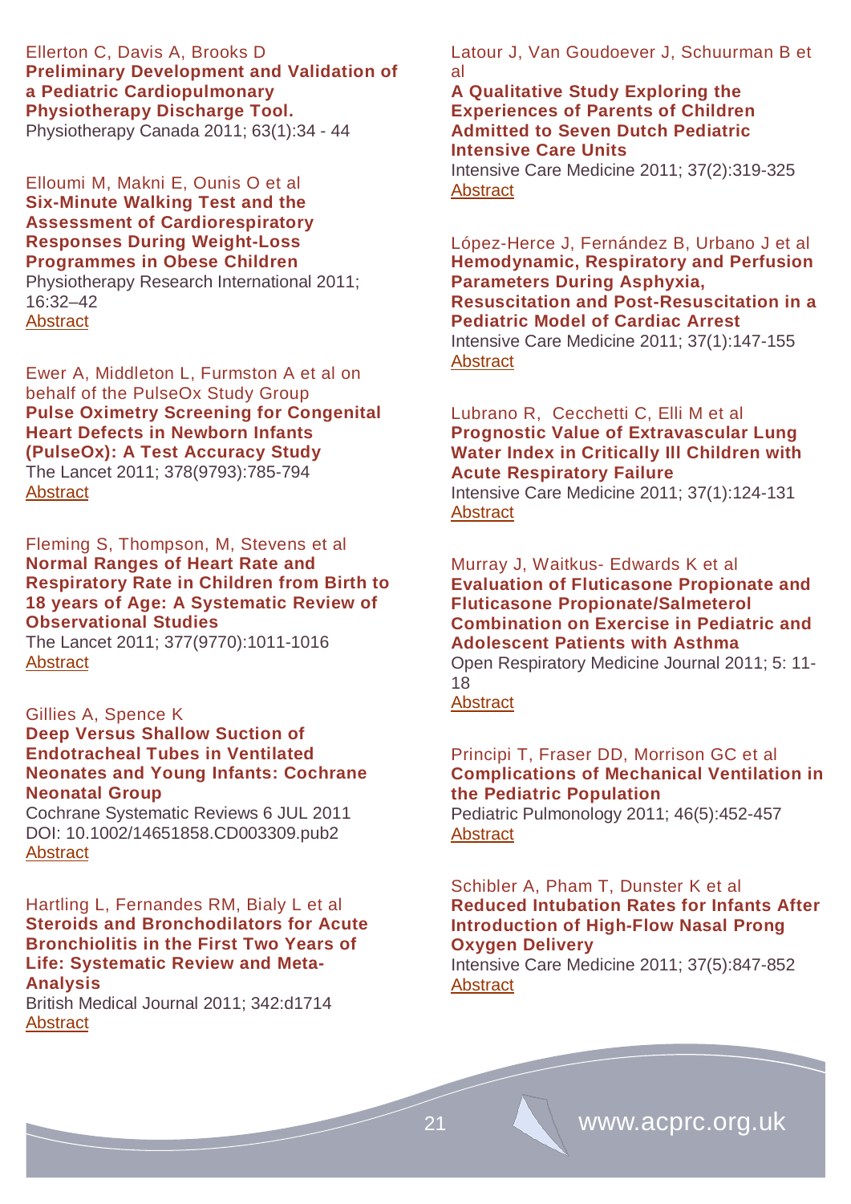Ellerton C, Davis A, Brooks D
**Preliminary Development and Validation of a Pediatric Cardiopulmonary Physiotherapy Discharge Tool.**
Physiotherapy Canada 2011; 63(1):34 - 44

Elloumi M, Makni E, Ounis O et al
**Six-Minute Walking Test and the Assessment of Cardiorespiratory Responses During Weight-Loss Programmes in Obese Children**
Physiotherapy Research International 2011; 16:32–42
Abstract

Ewer A, Middleton L, Furmston A et al on behalf of the PulseOx Study Group
**Pulse Oximetry Screening for Congenital Heart Defects in Newborn Infants (PulseOx): A Test Accuracy Study**
The Lancet 2011; 378(9793):785-794
Abstract

Fleming S, Thompson, M, Stevens et al
**Normal Ranges of Heart Rate and Respiratory Rate in Children from Birth to 18 years of Age: A Systematic Review of Observational Studies**
The Lancet 2011; 377(9770):1011-1016
Abstract

Gillies A, Spence K
**Deep Versus Shallow Suction of Endotracheal Tubes in Ventilated Neonates and Young Infants: Cochrane Neonatal Group**
Cochrane Systematic Reviews 6 JUL 2011
DOI: 10.1002/14651858.CD003309.pub2
Abstract

Hartling L, Fernandes RM, Bialy L et al
**Steroids and Bronchodilators for Acute Bronchiolitis in the First Two Years of Life: Systematic Review and Meta-Analysis**
British Medical Journal 2011; 342:d1714
Abstract

Latour J, Van Goudoever J, Schuurman B et al
**A Qualitative Study Exploring the Experiences of Parents of Children Admitted to Seven Dutch Pediatric Intensive Care Units**
Intensive Care Medicine 2011; 37(2):319-325
Abstract

López-Herce J, Fernández B, Urbano J et al
**Hemodynamic, Respiratory and Perfusion Parameters During Asphyxia, Resuscitation and Post-Resuscitation in a Pediatric Model of Cardiac Arrest**
Intensive Care Medicine 2011; 37(1):147-155
Abstract

Lubrano R, Cecchetti C, Elli M et al
**Prognostic Value of Extravascular Lung Water Index in Critically Ill Children with Acute Respiratory Failure**
Intensive Care Medicine 2011; 37(1):124-131
Abstract

Murray J, Waitkus- Edwards K et al
**Evaluation of Fluticasone Propionate and Fluticasone Propionate/Salmeterol Combination on Exercise in Pediatric and Adolescent Patients with Asthma**
Open Respiratory Medicine Journal 2011; 5: 11-18
Abstract

Principi T, Fraser DD, Morrison GC et al
**Complications of Mechanical Ventilation in the Pediatric Population**
Pediatric Pulmonology 2011; 46(5):452-457
Abstract

Schibler A, Pham T, Dunster K et al
**Reduced Intubation Rates for Infants After Introduction of High-Flow Nasal Prong Oxygen Delivery**
Intensive Care Medicine 2011; 37(5):847-852
Abstract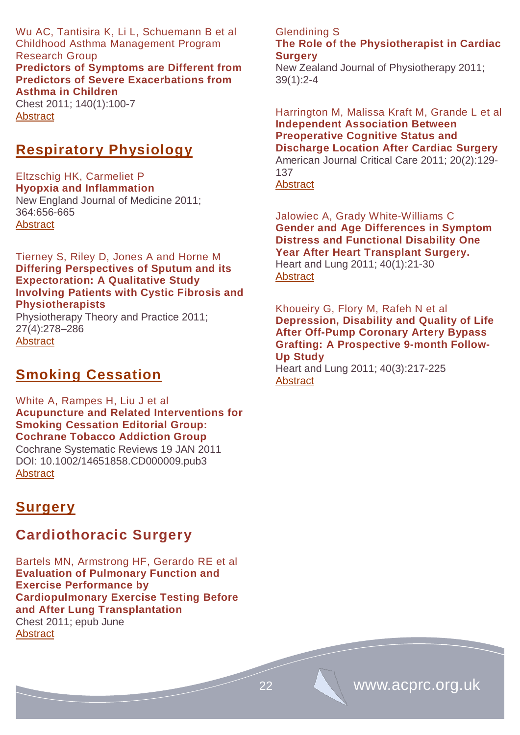Wu AC, Tantisira K, Li L, Schuemann B et al
Childhood Asthma Management Program Research Group
**Predictors of Symptoms are Different from Predictors of Severe Exacerbations from Asthma in Children**
Chest 2011; 140(1):100-7
Abstract

## Respiratory Physiology

Eltzschig HK, Carmeliet P
**Hyopxia and Inflammation**
New England Journal of Medicine 2011; 364:656-665
Abstract

Tierney S, Riley D, Jones A and Horne M
**Differing Perspectives of Sputum and its Expectoration: A Qualitative Study Involving Patients with Cystic Fibrosis and Physiotherapists**
Physiotherapy Theory and Practice 2011; 27(4):278–286
Abstract

## Smoking Cessation

White A, Rampes H, Liu J et al
**Acupuncture and Related Interventions for Smoking Cessation Editorial Group: Cochrane Tobacco Addiction Group**
Cochrane Systematic Reviews 19 JAN 2011
DOI: 10.1002/14651858.CD000009.pub3
Abstract

## Surgery

### Cardiothoracic Surgery

Bartels MN, Armstrong HF, Gerardo RE et al
**Evaluation of Pulmonary Function and Exercise Performance by Cardiopulmonary Exercise Testing Before and After Lung Transplantation**
Chest 2011; epub June
Abstract

Glendining S
**The Role of the Physiotherapist in Cardiac Surgery**
New Zealand Journal of Physiotherapy 2011; 39(1):2-4

Harrington M, Malissa Kraft M, Grande L et al
**Independent Association Between Preoperative Cognitive Status and Discharge Location After Cardiac Surgery**
American Journal Critical Care 2011; 20(2):129-137
Abstract

Jalowiec A, Grady White-Williams C
**Gender and Age Differences in Symptom Distress and Functional Disability One Year After Heart Transplant Surgery.**
Heart and Lung 2011; 40(1):21-30
Abstract

Khoueiry G, Flory M, Rafeh N et al
**Depression, Disability and Quality of Life After Off-Pump Coronary Artery Bypass Grafting: A Prospective 9-month Follow-Up Study**
Heart and Lung 2011; 40(3):217-225
Abstract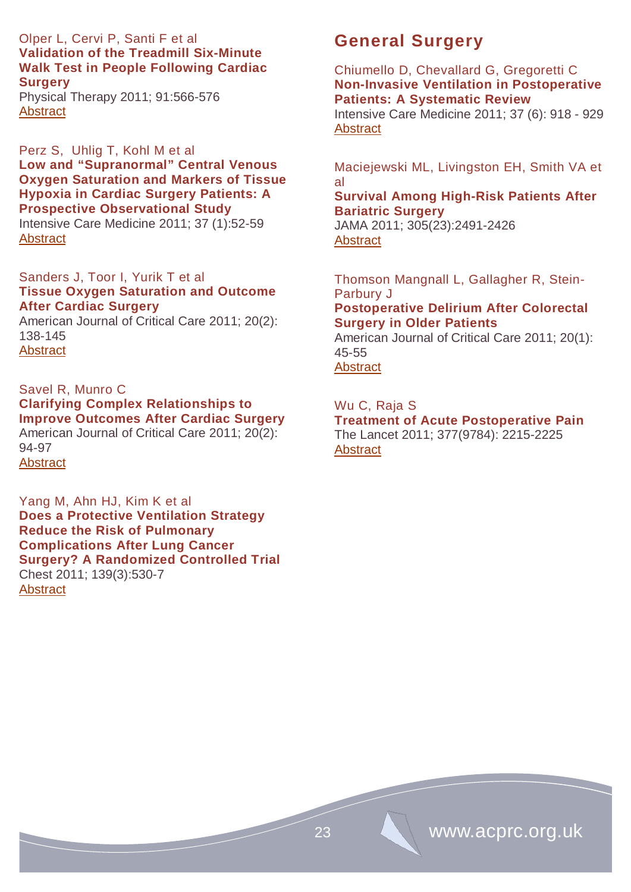Olper L, Cervi P, Santi F et al
**Validation of the Treadmill Six-Minute Walk Test in People Following Cardiac Surgery**
Physical Therapy 2011; 91:566-576
Abstract

Perz S, Uhlig T, Kohl M et al
**Low and "Supranormal" Central Venous Oxygen Saturation and Markers of Tissue Hypoxia in Cardiac Surgery Patients: A Prospective Observational Study**
Intensive Care Medicine 2011; 37 (1):52-59
Abstract

Sanders J, Toor I, Yurik T et al
**Tissue Oxygen Saturation and Outcome After Cardiac Surgery**
American Journal of Critical Care 2011; 20(2): 138-145
Abstract

Savel R, Munro C
**Clarifying Complex Relationships to Improve Outcomes After Cardiac Surgery**
American Journal of Critical Care 2011; 20(2): 94-97
Abstract

Yang M, Ahn HJ, Kim K et al
**Does a Protective Ventilation Strategy Reduce the Risk of Pulmonary Complications After Lung Cancer Surgery? A Randomized Controlled Trial**
Chest 2011; 139(3):530-7
Abstract

## General Surgery

Chiumello D, Chevallard G, Gregoretti C
**Non-Invasive Ventilation in Postoperative Patients: A Systematic Review**
Intensive Care Medicine 2011; 37 (6): 918 - 929
Abstract

Maciejewski ML, Livingston EH, Smith VA et al
**Survival Among High-Risk Patients After Bariatric Surgery**
JAMA 2011; 305(23):2491-2426
Abstract

Thomson Mangnall L, Gallagher R, Stein-Parbury J
**Postoperative Delirium After Colorectal Surgery in Older Patients**
American Journal of Critical Care 2011; 20(1): 45-55
Abstract

Wu C, Raja S
**Treatment of Acute Postoperative Pain**
The Lancet 2011; 377(9784): 2215-2225
Abstract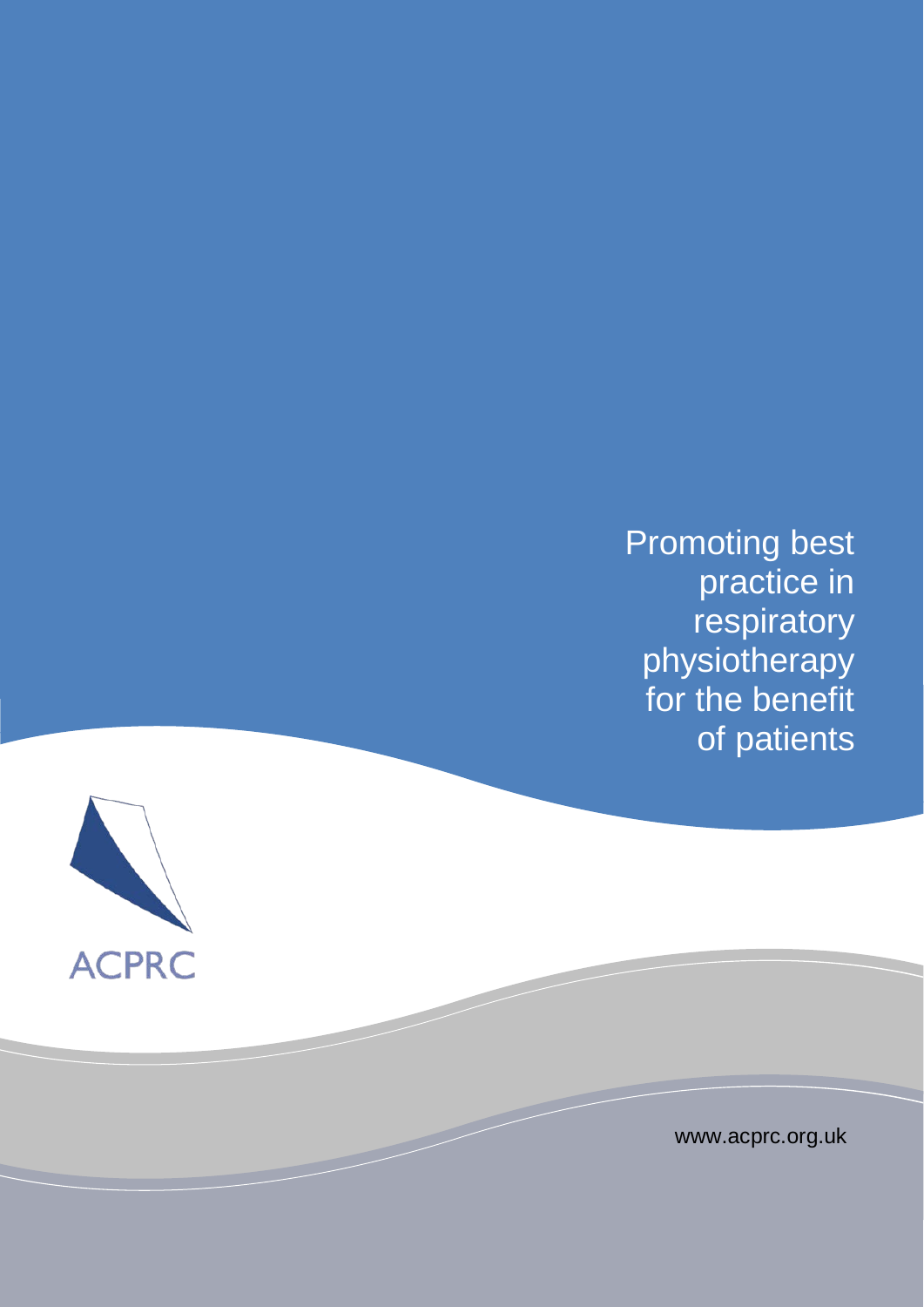Promoting best practice in respiratory physiotherapy for the benefit of patients

ACPRC

www.acprc.org.uk